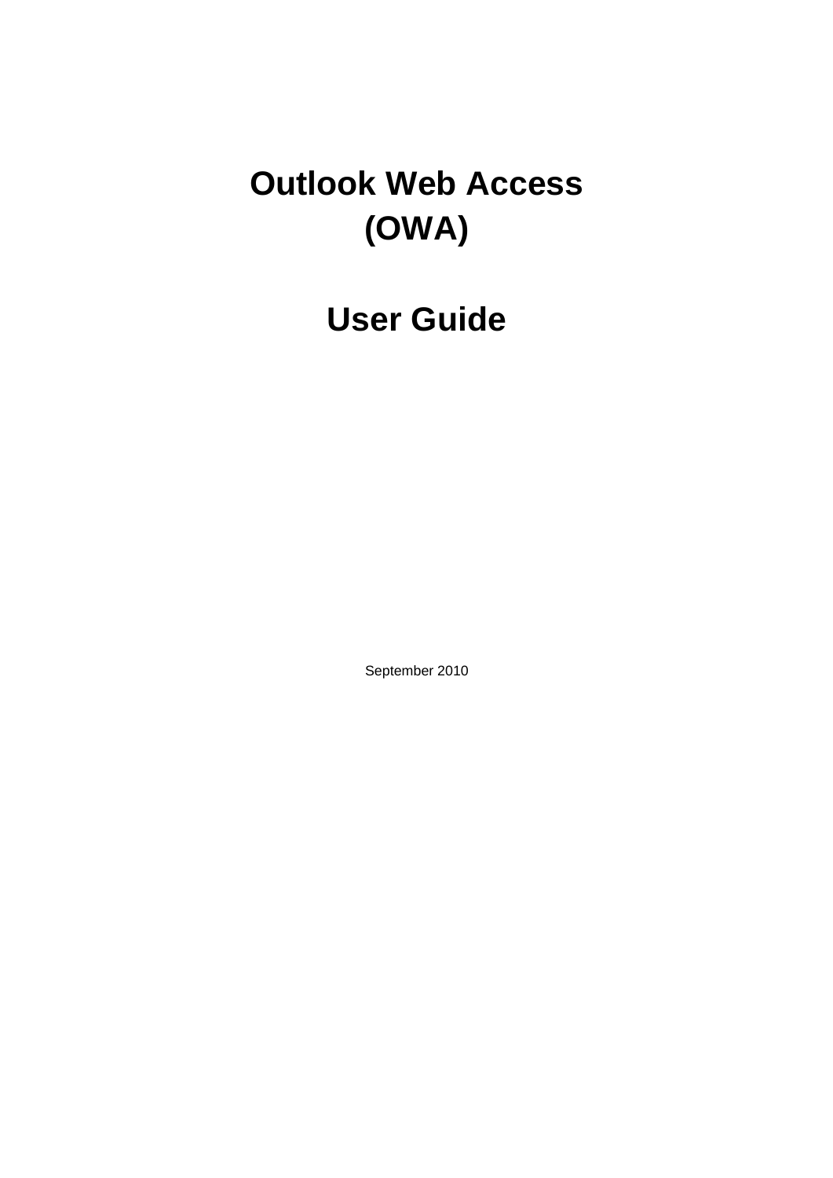# Outlook Web Access (OWA)

# User Guide

September 2010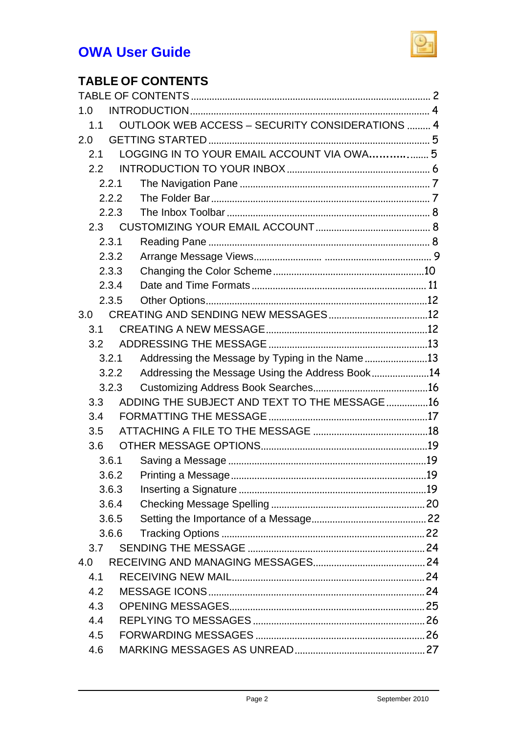# OWA User Guide

## TABLE OF CONTENTS

TABLE OF CONTENTS ........................................................................................... 2
1.0 INTRODUCTION........................................................................................... 4
  1.1 OUTLOOK WEB ACCESS – SECURITY CONSIDERATIONS ......... 4
2.0 GETTING STARTED .................................................................................... 5
  2.1 LOGGING IN TO YOUR EMAIL ACCOUNT VIA OWA………..…..... 5
  2.2 INTRODUCTION TO YOUR INBOX ...................................................... 6
    2.2.1 The Navigation Pane ....................................................................... 7
    2.2.2 The Folder Bar .................................................................................. 7
    2.2.3 The Inbox Toolbar ............................................................................ 8
  2.3 CUSTOMIZING YOUR EMAIL ACCOUNT ........................................... 8
    2.3.1 Reading Pane ................................................................................... 8
    2.3.2 Arrange Message Views........................ ........................................ 9
    2.3.3 Changing the Color Scheme .........................................................10
    2.3.4 Date and Time Formats ................................................................. 11
    2.3.5 Other Options...................................................................................12
3.0 CREATING AND SENDING NEW MESSAGES ......................................12
  3.1 CREATING A NEW MESSAGE.............................................................12
  3.2 ADDRESSING THE MESSAGE ............................................................13
    3.2.1 Addressing the Message by Typing in the Name ........................13
    3.2.2 Addressing the Message Using the Address Book......................14
    3.2.3 Customizing Address Book Searches...........................................16
  3.3 ADDING THE SUBJECT AND TEXT TO THE MESSAGE ................16
  3.4 FORMATTING THE MESSAGE ............................................................17
  3.5 ATTACHING A FILE TO THE MESSAGE ............................................18
  3.6 OTHER MESSAGE OPTIONS...............................................................19
    3.6.1 Saving a Message ..........................................................................19
    3.6.2 Printing a Message..........................................................................19
    3.6.3 Inserting a Signature ......................................................................19
    3.6.4 Checking Message Spelling ..........................................................20
    3.6.5 Setting the Importance of a Message...........................................22
    3.6.6 Tracking Options ............................................................................22
  3.7 SENDING THE MESSAGE ...................................................................24
4.0 RECEIVING AND MANAGING MESSAGES..........................................24
  4.1 RECEIVING NEW MAIL.........................................................................24
  4.2 MESSAGE ICONS ..................................................................................24
  4.3 OPENING MESSAGES..........................................................................25
  4.4 REPLYING TO MESSAGES .................................................................26
  4.5 FORWARDING MESSAGES ................................................................26
  4.6 MARKING MESSAGES AS UNREAD .................................................27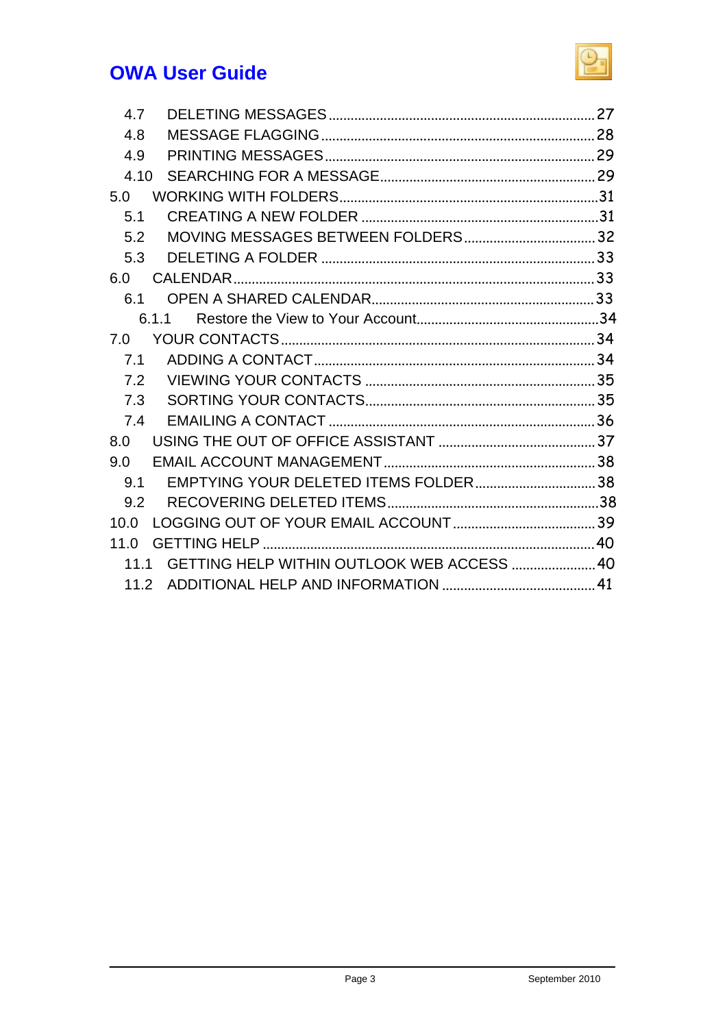- 4.7 DELETING MESSAGES ........ 27
- 4.8 MESSAGE FLAGGING ........ 28
- 4.9 PRINTING MESSAGES ........ 29
- 4.10 SEARCHING FOR A MESSAGE ........ 29

5.0 WORKING WITH FOLDERS ........ 31

- 5.1 CREATING A NEW FOLDER ........ 31
- 5.2 MOVING MESSAGES BETWEEN FOLDERS ........ 32
- 5.3 DELETING A FOLDER ........ 33

6.0 CALENDAR ........ 33

- 6.1 OPEN A SHARED CALENDAR ........ 33
  - 6.1.1 Restore the View to Your Account ........ 34

7.0 YOUR CONTACTS ........ 34

- 7.1 ADDING A CONTACT ........ 34
- 7.2 VIEWING YOUR CONTACTS ........ 35
- 7.3 SORTING YOUR CONTACTS ........ 35
- 7.4 EMAILING A CONTACT ........ 36

8.0 USING THE OUT OF OFFICE ASSISTANT ........ 37

9.0 EMAIL ACCOUNT MANAGEMENT ........ 38

- 9.1 EMPTYING YOUR DELETED ITEMS FOLDER ........ 38
- 9.2 RECOVERING DELETED ITEMS ........ 38

10.0 LOGGING OUT OF YOUR EMAIL ACCOUNT ........ 39

11.0 GETTING HELP ........ 40

- 11.1 GETTING HELP WITHIN OUTLOOK WEB ACCESS ........ 40
- 11.2 ADDITIONAL HELP AND INFORMATION ........ 41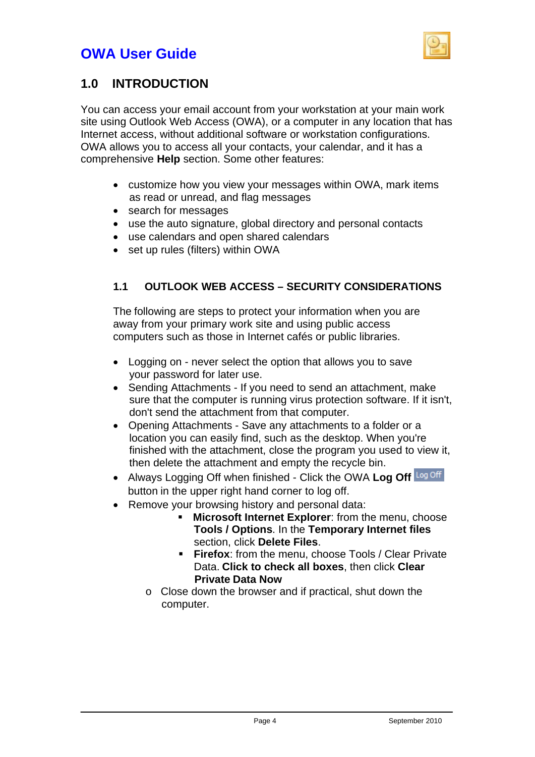# OWA User Guide

## 1.0 INTRODUCTION

You can access your email account from your workstation at your main work site using Outlook Web Access (OWA), or a computer in any location that has Internet access, without additional software or workstation configurations. OWA allows you to access all your contacts, your calendar, and it has a comprehensive **Help** section. Some other features:

- customize how you view your messages within OWA, mark items as read or unread, and flag messages
- search for messages
- use the auto signature, global directory and personal contacts
- use calendars and open shared calendars
- set up rules (filters) within OWA

### 1.1 OUTLOOK WEB ACCESS – SECURITY CONSIDERATIONS

The following are steps to protect your information when you are away from your primary work site and using public access computers such as those in Internet cafés or public libraries.

- Logging on - never select the option that allows you to save your password for later use.
- Sending Attachments - If you need to send an attachment, make sure that the computer is running virus protection software. If it isn't, don't send the attachment from that computer.
- Opening Attachments - Save any attachments to a folder or a location you can easily find, such as the desktop. When you're finished with the attachment, close the program you used to view it, then delete the attachment and empty the recycle bin.
- Always Logging Off when finished - Click the OWA **Log Off** Log Off button in the upper right hand corner to log off.
- Remove your browsing history and personal data:
    - **Microsoft Internet Explorer**: from the menu, choose **Tools / Options**. In the **Temporary Internet files** section, click **Delete Files**.
    - **Firefox**: from the menu, choose Tools / Clear Private Data. **Click to check all boxes**, then click **Clear Private Data Now**
  - Close down the browser and if practical, shut down the computer.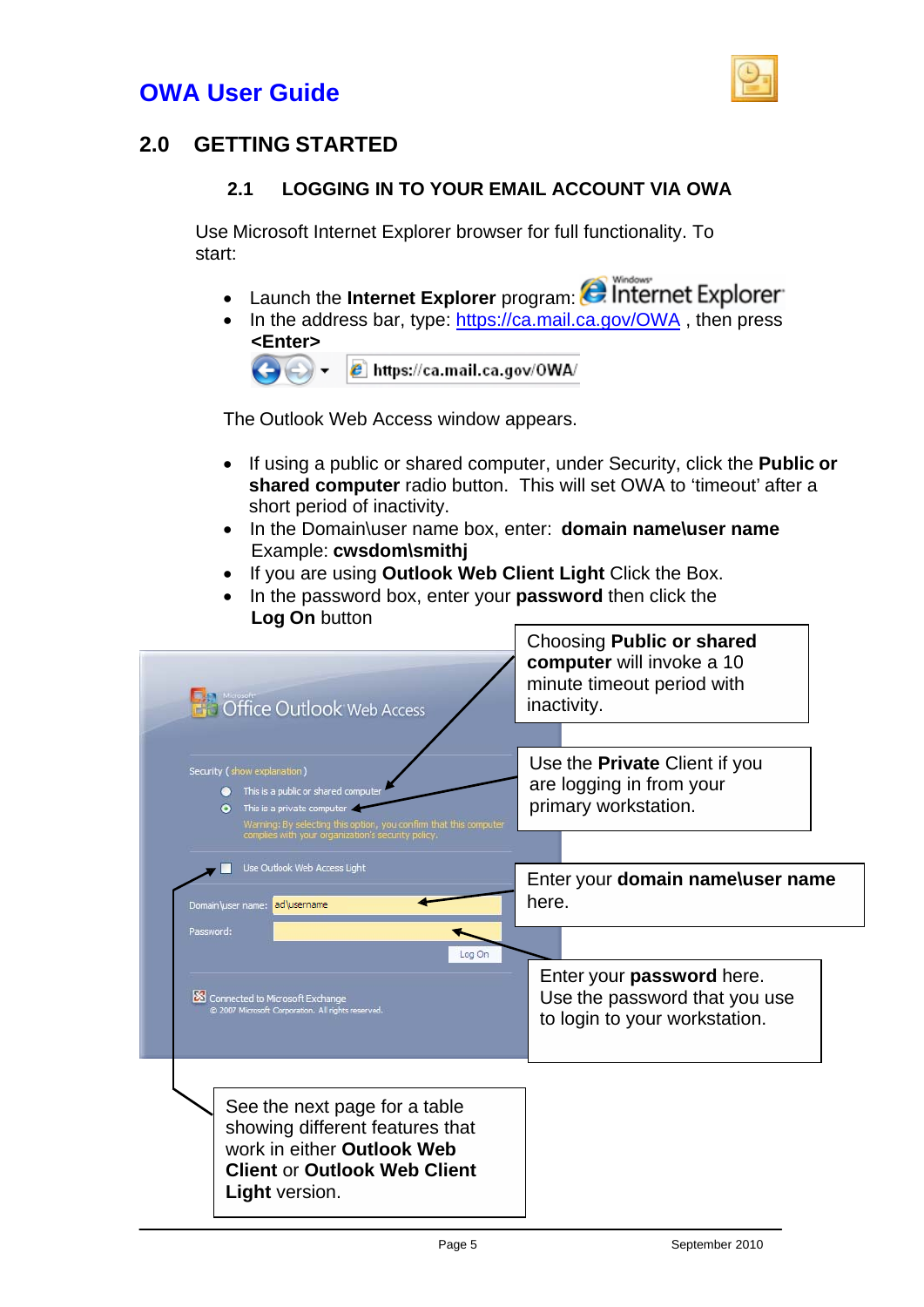# OWA User Guide

## 2.0 GETTING STARTED

### 2.1 LOGGING IN TO YOUR EMAIL ACCOUNT VIA OWA

Use Microsoft Internet Explorer browser for full functionality. To start:

- Launch the **Internet Explorer** program:
- In the address bar, type: https://ca.mail.ca.gov/OWA , then press **<Enter>**

The Outlook Web Access window appears.

- If using a public or shared computer, under Security, click the **Public or shared computer** radio button. This will set OWA to 'timeout' after a short period of inactivity.
- In the Domain\user name box, enter: **domain name\user name** Example: **cwsdom\smithj**
- If you are using **Outlook Web Client Light** Click the Box.
- In the password box, enter your **password** then click the **Log On** button

Choosing **Public or shared computer** will invoke a 10 minute timeout period with inactivity.

Use the **Private** Client if you are logging in from your primary workstation.

Enter your **domain name\user name** here.

Enter your **password** here. Use the password that you use to login to your workstation.

See the next page for a table showing different features that work in either **Outlook Web Client** or **Outlook Web Client Light** version.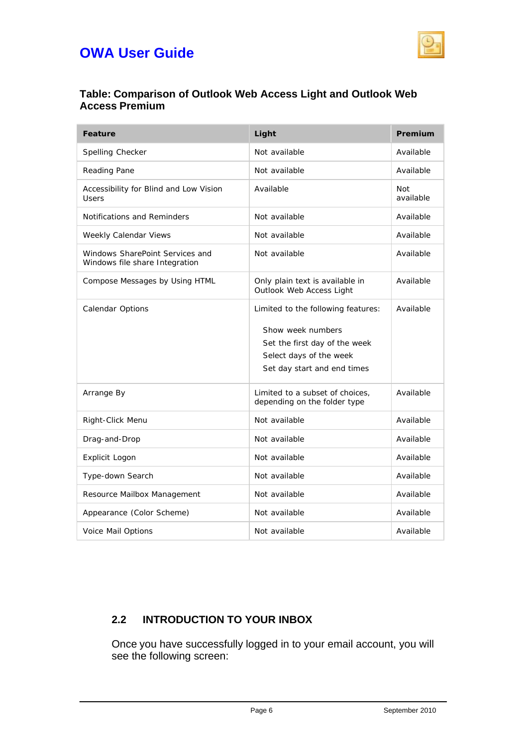**Table: Comparison of Outlook Web Access Light and Outlook Web Access Premium**

| Feature | Light | Premium |
|---|---|---|
| Spelling Checker | Not available | Available |
| Reading Pane | Not available | Available |
| Accessibility for Blind and Low Vision Users | Available | Not available |
| Notifications and Reminders | Not available | Available |
| Weekly Calendar Views | Not available | Available |
| Windows SharePoint Services and Windows file share Integration | Not available | Available |
| Compose Messages by Using HTML | Only plain text is available in Outlook Web Access Light | Available |
| Calendar Options | Limited to the following features:<br><br>Show week numbers<br>Set the first day of the week<br>Select days of the week<br>Set day start and end times | Available |
| Arrange By | Limited to a subset of choices, depending on the folder type | Available |
| Right-Click Menu | Not available | Available |
| Drag-and-Drop | Not available | Available |
| Explicit Logon | Not available | Available |
| Type-down Search | Not available | Available |
| Resource Mailbox Management | Not available | Available |
| Appearance (Color Scheme) | Not available | Available |
| Voice Mail Options | Not available | Available |

## 2.2 INTRODUCTION TO YOUR INBOX

Once you have successfully logged in to your email account, you will see the following screen: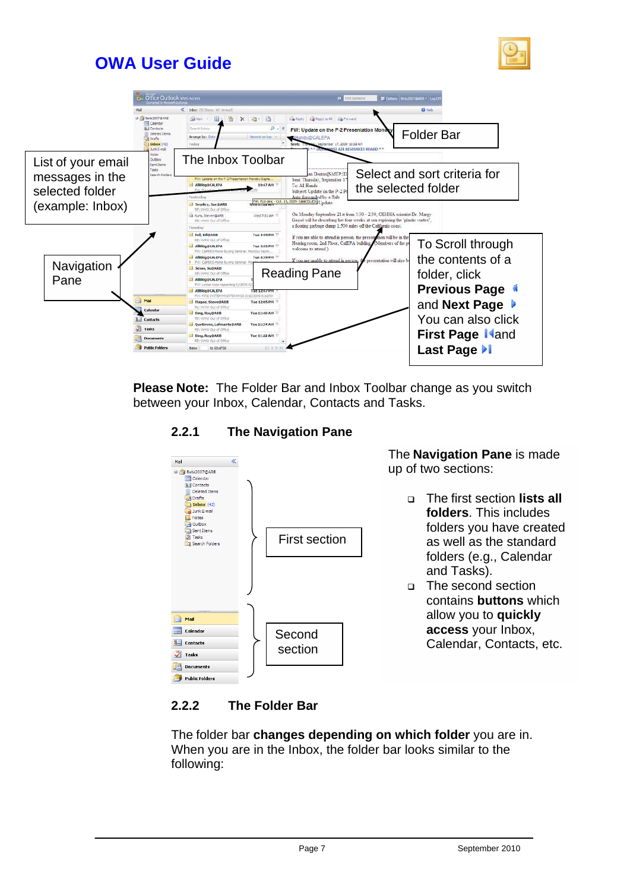# OWA User Guide

List of your email messages in the selected folder (example: Inbox)

The Inbox Toolbar

Folder Bar

Select and sort criteria for the selected folder

Navigation Pane

Reading Pane

To Scroll through the contents of a folder, click **Previous Page** and **Next Page**. You can also click **First Page** and **Last Page**

**Please Note:** The Folder Bar and Inbox Toolbar change as you switch between your Inbox, Calendar, Contacts and Tasks.

### 2.2.1 The Navigation Pane

First section

Second section

The **Navigation Pane** is made up of two sections:

- The first section **lists all folders**. This includes folders you have created as well as the standard folders (e.g., Calendar and Tasks).
- The second section contains **buttons** which allow you to **quickly access** your Inbox, Calendar, Contacts, etc.

### 2.2.2 The Folder Bar

The folder bar **changes depending on which folder** you are in. When you are in the Inbox, the folder bar looks similar to the following: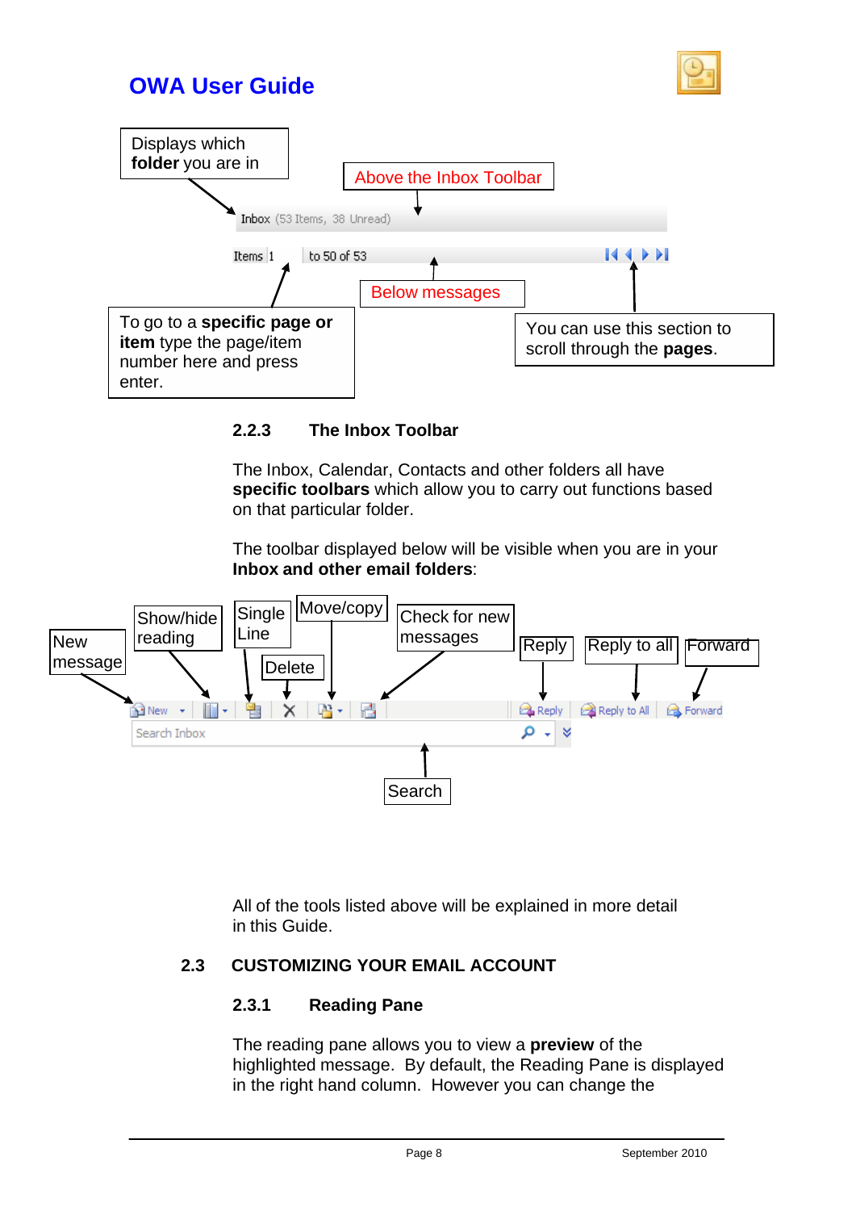Displays which **folder** you are in

Above the Inbox Toolbar

Inbox (53 Items, 38 Unread)

Items 1 to 50 of 53

Below messages

To go to a **specific page or item** type the page/item number here and press enter.

You can use this section to scroll through the **pages**.

### 2.2.3 The Inbox Toolbar

The Inbox, Calendar, Contacts and other folders all have **specific toolbars** which allow you to carry out functions based on that particular folder.

The toolbar displayed below will be visible when you are in your **Inbox and other email folders**:

New message | Show/hide reading | Single Line | Delete | Move/copy | Check for new messages | Reply | Reply to all | Forward | Search

All of the tools listed above will be explained in more detail in this Guide.

## 2.3 CUSTOMIZING YOUR EMAIL ACCOUNT

### 2.3.1 Reading Pane

The reading pane allows you to view a **preview** of the highlighted message. By default, the Reading Pane is displayed in the right hand column. However you can change the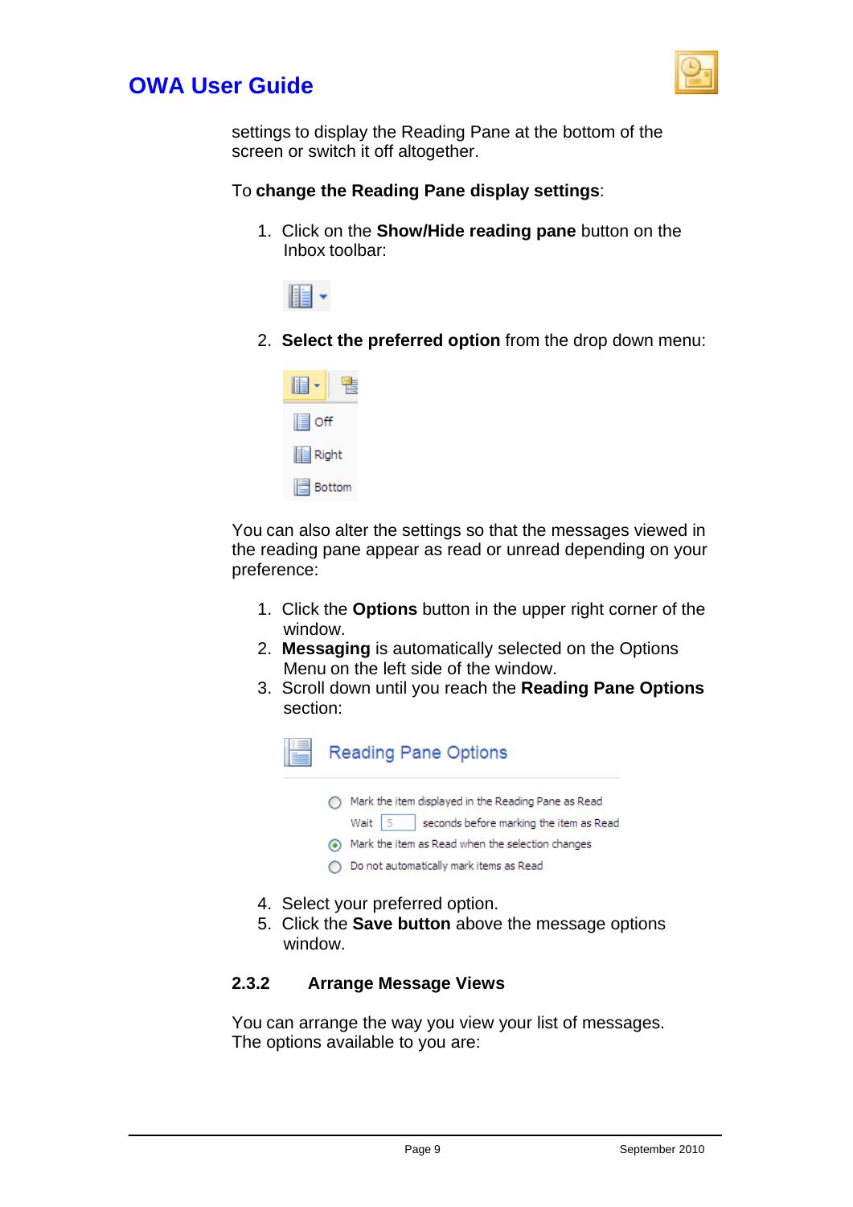settings to display the Reading Pane at the bottom of the screen or switch it off altogether.

To **change the Reading Pane display settings**:

1. Click on the **Show/Hide reading pane** button on the Inbox toolbar:

2. **Select the preferred option** from the drop down menu:

Off

Right

Bottom

You can also alter the settings so that the messages viewed in the reading pane appear as read or unread depending on your preference:

1. Click the **Options** button in the upper right corner of the window.
2. **Messaging** is automatically selected on the Options Menu on the left side of the window.
3. Scroll down until you reach the **Reading Pane Options** section:

Reading Pane Options

- Mark the item displayed in the Reading Pane as Read
  Wait 5 seconds before marking the item as Read
- Mark the item as Read when the selection changes
- Do not automatically mark items as Read

4. Select your preferred option.
5. Click the **Save button** above the message options window.

### 2.3.2 Arrange Message Views

You can arrange the way you view your list of messages. The options available to you are: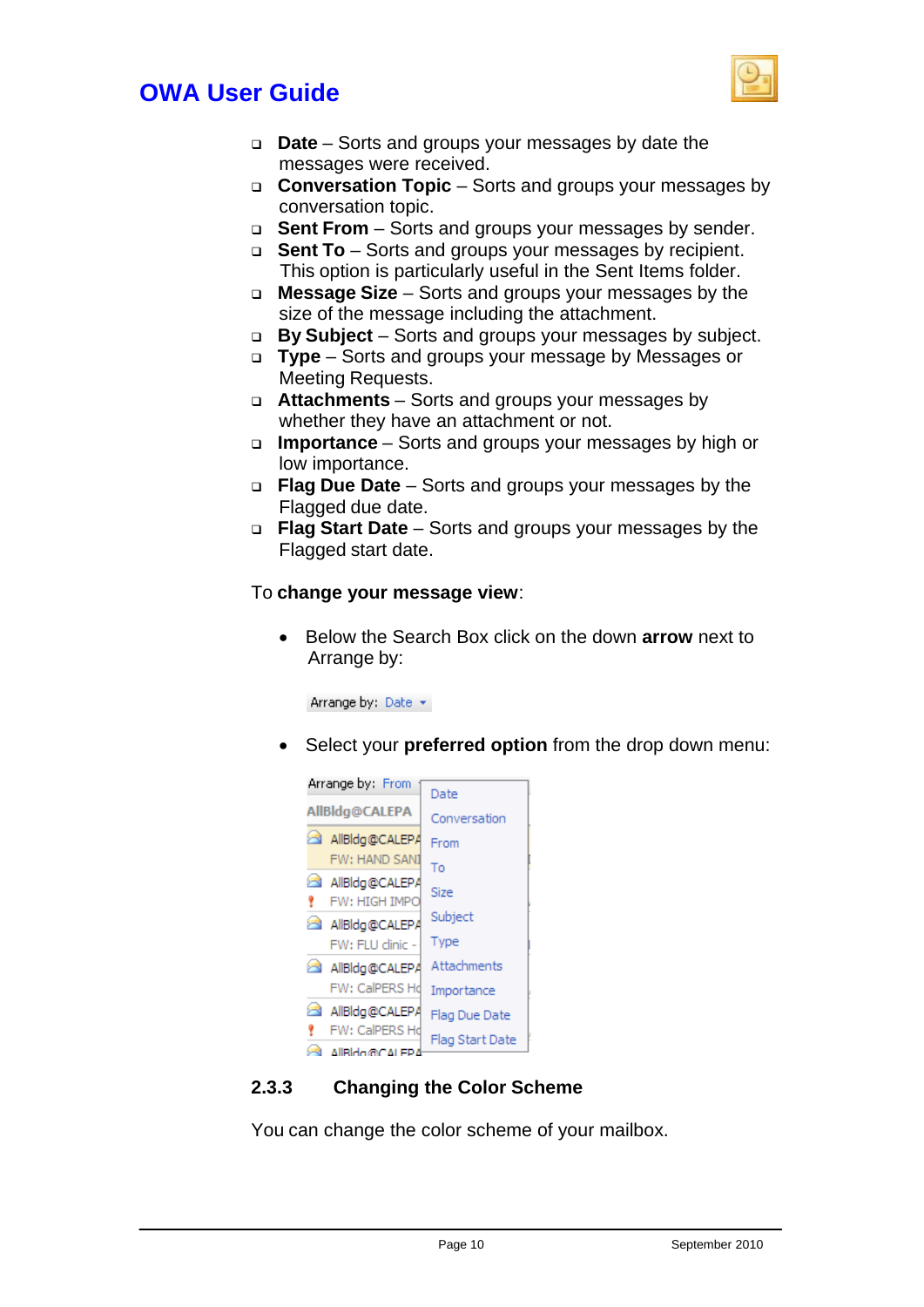- **Date** – Sorts and groups your messages by date the messages were received.
- **Conversation Topic** – Sorts and groups your messages by conversation topic.
- **Sent From** – Sorts and groups your messages by sender.
- **Sent To** – Sorts and groups your messages by recipient. This option is particularly useful in the Sent Items folder.
- **Message Size** – Sorts and groups your messages by the size of the message including the attachment.
- **By Subject** – Sorts and groups your messages by subject.
- **Type** – Sorts and groups your message by Messages or Meeting Requests.
- **Attachments** – Sorts and groups your messages by whether they have an attachment or not.
- **Importance** – Sorts and groups your messages by high or low importance.
- **Flag Due Date** – Sorts and groups your messages by the Flagged due date.
- **Flag Start Date** – Sorts and groups your messages by the Flagged start date.

To **change your message view**:

- Below the Search Box click on the down **arrow** next to Arrange by:

Arrange by: Date

- Select your **preferred option** from the drop down menu:

Arrange by: From

Date
Conversation
From
To
Size
Subject
Type
Attachments
Importance
Flag Due Date
Flag Start Date

### 2.3.3 Changing the Color Scheme

You can change the color scheme of your mailbox.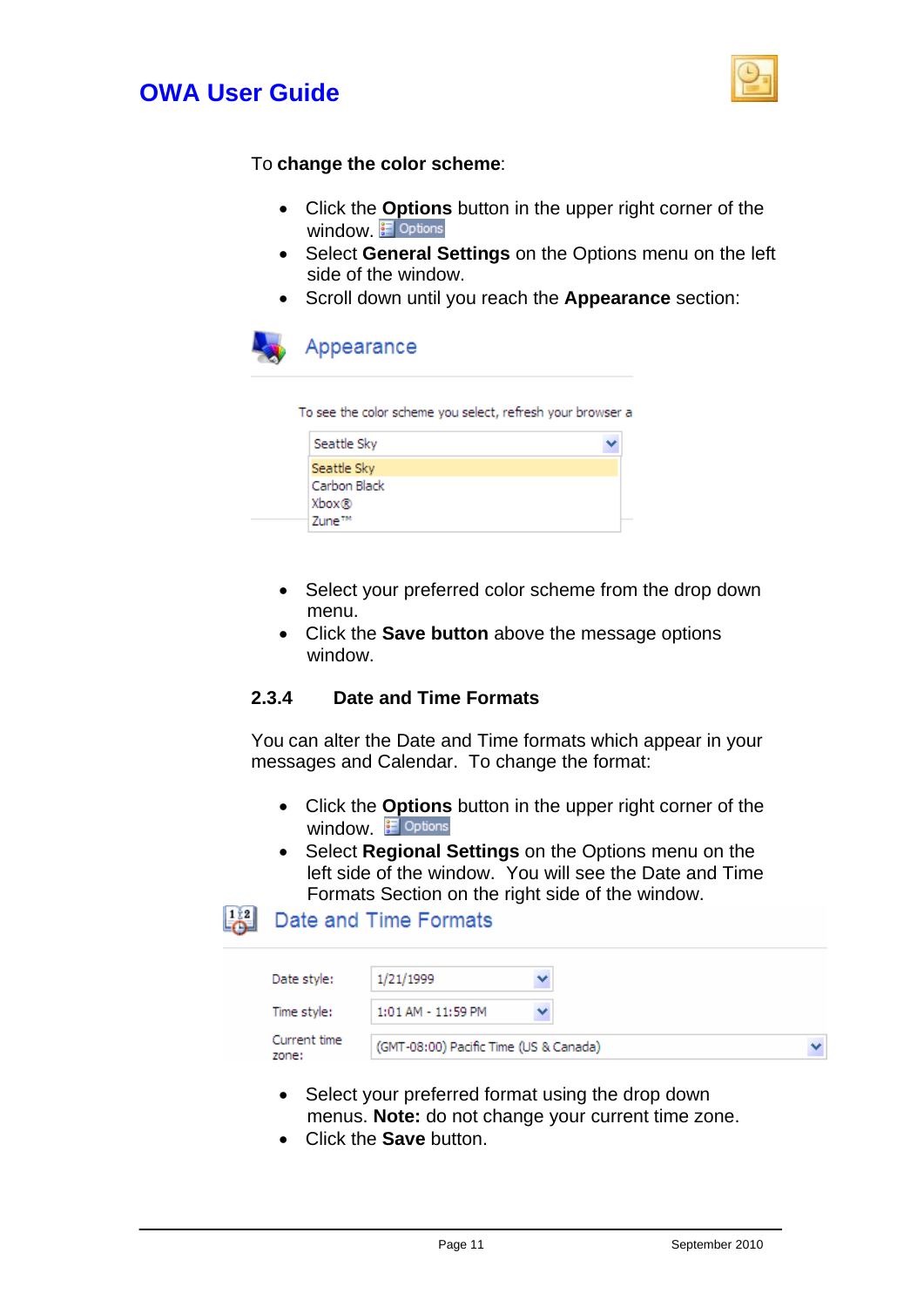To **change the color scheme**:

- Click the **Options** button in the upper right corner of the window.
- Select **General Settings** on the Options menu on the left side of the window.
- Scroll down until you reach the **Appearance** section:

- Select your preferred color scheme from the drop down menu.
- Click the **Save button** above the message options window.

### 2.3.4 Date and Time Formats

You can alter the Date and Time formats which appear in your messages and Calendar. To change the format:

- Click the **Options** button in the upper right corner of the window.
- Select **Regional Settings** on the Options menu on the left side of the window. You will see the Date and Time Formats Section on the right side of the window.

- Select your preferred format using the drop down menus. **Note:** do not change your current time zone.
- Click the **Save** button.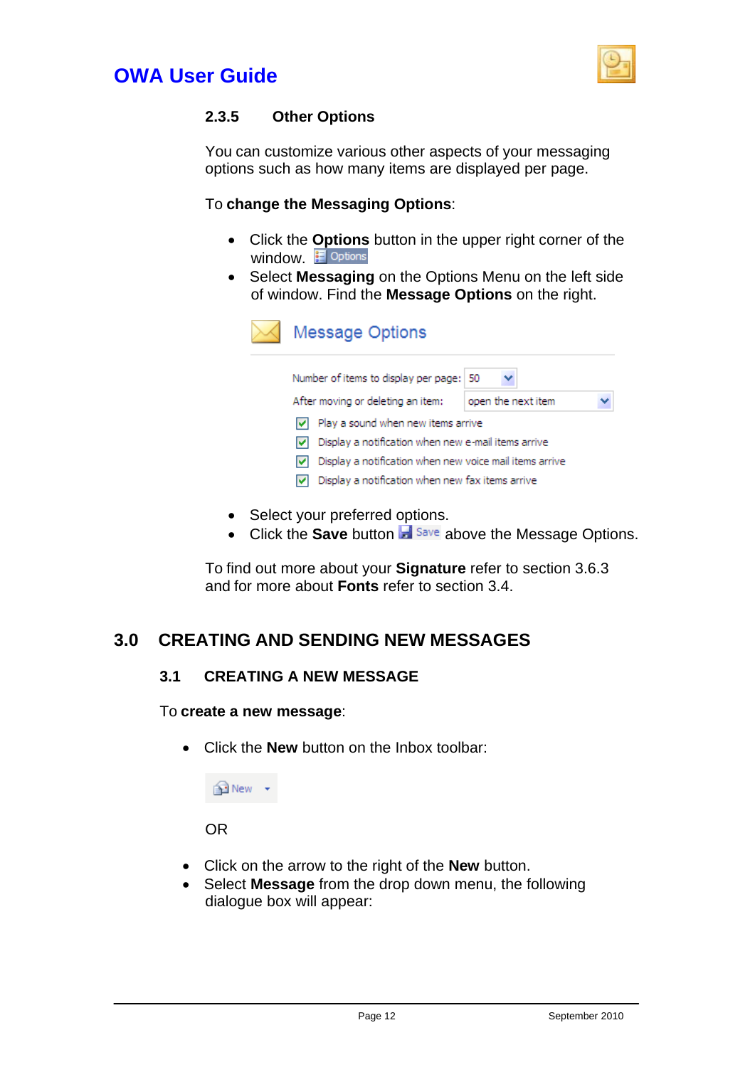### 2.3.5 Other Options

You can customize various other aspects of your messaging options such as how many items are displayed per page.

To **change the Messaging Options**:

- Click the **Options** button in the upper right corner of the window. Options
- Select **Messaging** on the Options Menu on the left side of window. Find the **Message Options** on the right.

Message Options

Number of items to display per page: 50

After moving or deleting an item: open the next item

- [x] Play a sound when new items arrive
- [x] Display a notification when new e-mail items arrive
- [x] Display a notification when new voice mail items arrive
- [x] Display a notification when new fax items arrive

- Select your preferred options.
- Click the **Save** button Save above the Message Options.

To find out more about your **Signature** refer to section 3.6.3 and for more about **Fonts** refer to section 3.4.

# 3.0 CREATING AND SENDING NEW MESSAGES

## 3.1 CREATING A NEW MESSAGE

To **create a new message**:

- Click the **New** button on the Inbox toolbar:

New

OR

- Click on the arrow to the right of the **New** button.
- Select **Message** from the drop down menu, the following dialogue box will appear: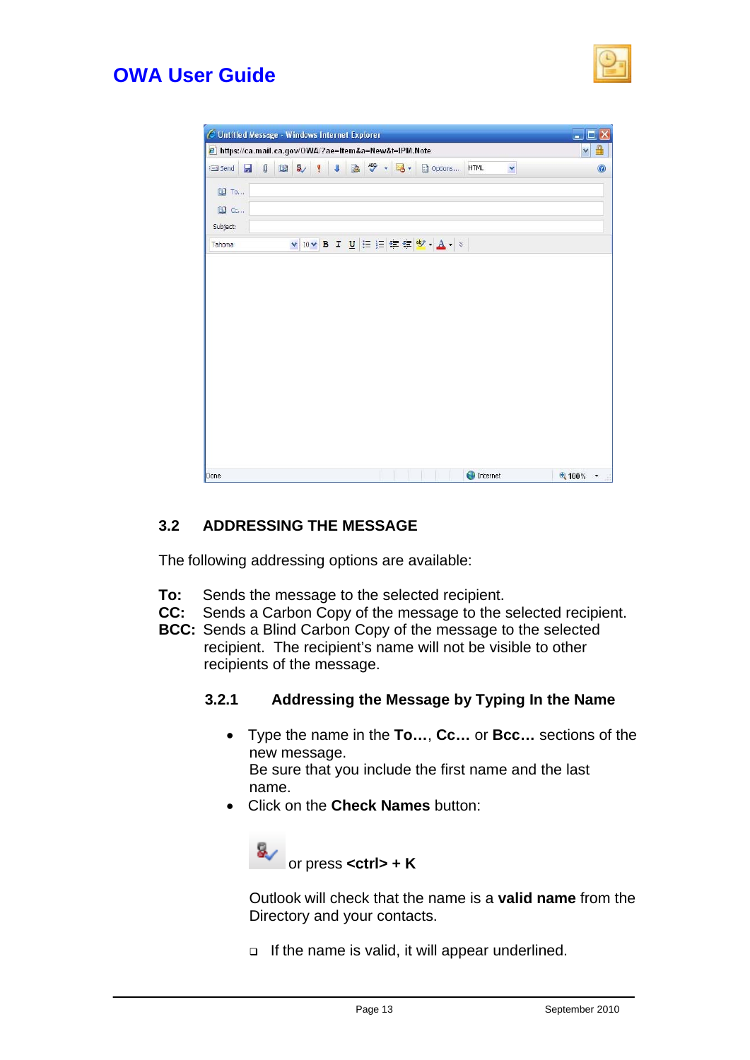## 3.2 ADDRESSING THE MESSAGE

The following addressing options are available:

**To:** Sends the message to the selected recipient.
**CC:** Sends a Carbon Copy of the message to the selected recipient.
**BCC:** Sends a Blind Carbon Copy of the message to the selected recipient. The recipient's name will not be visible to other recipients of the message.

### 3.2.1 Addressing the Message by Typing In the Name

- Type the name in the **To…**, **Cc…** or **Bcc…** sections of the new message.
  Be sure that you include the first name and the last name.
- Click on the **Check Names** button:

  or press **<ctrl> + K**

  Outlook will check that the name is a **valid name** from the Directory and your contacts.

  - If the name is valid, it will appear underlined.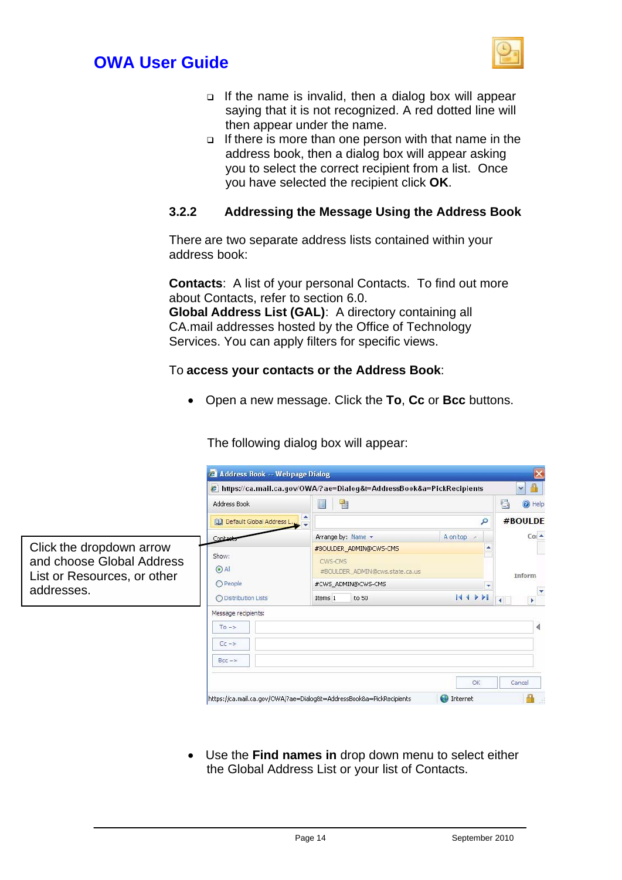- If the name is invalid, then a dialog box will appear saying that it is not recognized. A red dotted line will then appear under the name.
- If there is more than one person with that name in the address book, then a dialog box will appear asking you to select the correct recipient from a list. Once you have selected the recipient click **OK**.

### 3.2.2 Addressing the Message Using the Address Book

There are two separate address lists contained within your address book:

**Contacts**: A list of your personal Contacts. To find out more about Contacts, refer to section 6.0.
**Global Address List (GAL)**: A directory containing all CA.mail addresses hosted by the Office of Technology Services. You can apply filters for specific views.

To **access your contacts or the Address Book**:

- Open a new message. Click the **To**, **Cc** or **Bcc** buttons.

The following dialog box will appear:

Click the dropdown arrow and choose Global Address List or Resources, or other addresses.

- Use the **Find names in** drop down menu to select either the Global Address List or your list of Contacts.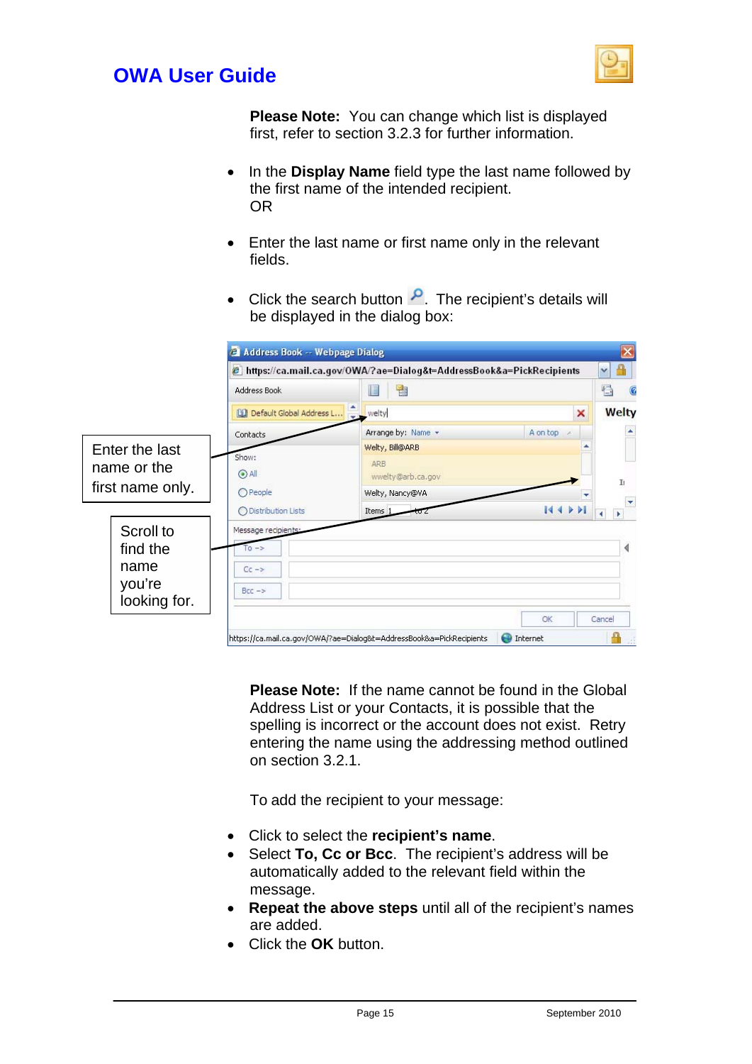**Please Note:** You can change which list is displayed first, refer to section 3.2.3 for further information.

- In the **Display Name** field type the last name followed by the first name of the intended recipient.
  OR
- Enter the last name or first name only in the relevant fields.
- Click the search button. The recipient's details will be displayed in the dialog box:

Enter the last name or the first name only.

Scroll to find the name you're looking for.

**Please Note:** If the name cannot be found in the Global Address List or your Contacts, it is possible that the spelling is incorrect or the account does not exist. Retry entering the name using the addressing method outlined on section 3.2.1.

To add the recipient to your message:

- Click to select the **recipient's name**.
- Select **To, Cc or Bcc**. The recipient's address will be automatically added to the relevant field within the message.
- **Repeat the above steps** until all of the recipient's names are added.
- Click the **OK** button.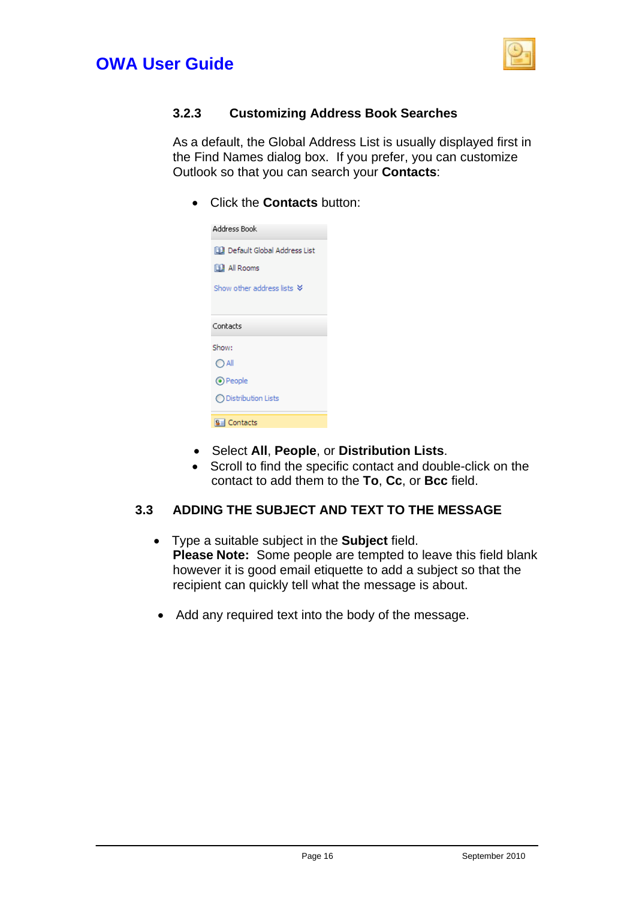### 3.2.3 Customizing Address Book Searches

As a default, the Global Address List is usually displayed first in the Find Names dialog box. If you prefer, you can customize Outlook so that you can search your **Contacts**:

- Click the **Contacts** button:

Address Book
Default Global Address List
All Rooms
Show other address lists
Contacts
Show:
All
People
Distribution Lists
Contacts

- Select **All**, **People**, or **Distribution Lists**.
- Scroll to find the specific contact and double-click on the contact to add them to the **To**, **Cc**, or **Bcc** field.

## 3.3 ADDING THE SUBJECT AND TEXT TO THE MESSAGE

- Type a suitable subject in the **Subject** field.
  **Please Note:** Some people are tempted to leave this field blank however it is good email etiquette to add a subject so that the recipient can quickly tell what the message is about.

- Add any required text into the body of the message.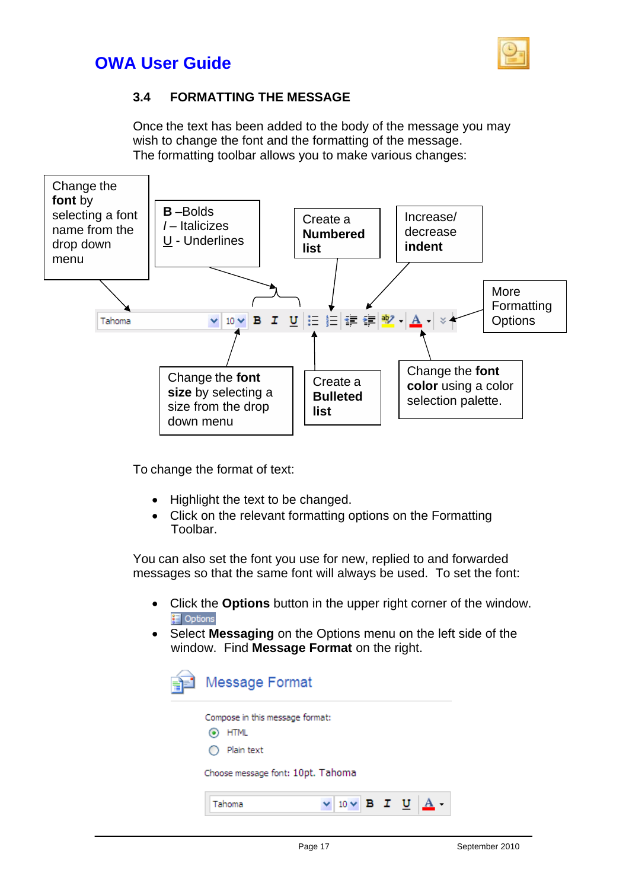### 3.4 FORMATTING THE MESSAGE

Once the text has been added to the body of the message you may wish to change the font and the formatting of the message. The formatting toolbar allows you to make various changes:

Change the **font** by selecting a font name from the drop down menu

**B** –Bolds
*I* – Italicizes
U - Underlines

Create a **Numbered list**

Increase/ decrease **indent**

More Formatting Options

Change the **font size** by selecting a size from the drop down menu

Create a **Bulleted list**

Change the **font color** using a color selection palette.

To change the format of text:

- Highlight the text to be changed.
- Click on the relevant formatting options on the Formatting Toolbar.

You can also set the font you use for new, replied to and forwarded messages so that the same font will always be used. To set the font:

- Click the **Options** button in the upper right corner of the window.
- Select **Messaging** on the Options menu on the left side of the window. Find **Message Format** on the right.

Message Format

Compose in this message format:
- HTML
- Plain text

Choose message font: 10pt. Tahoma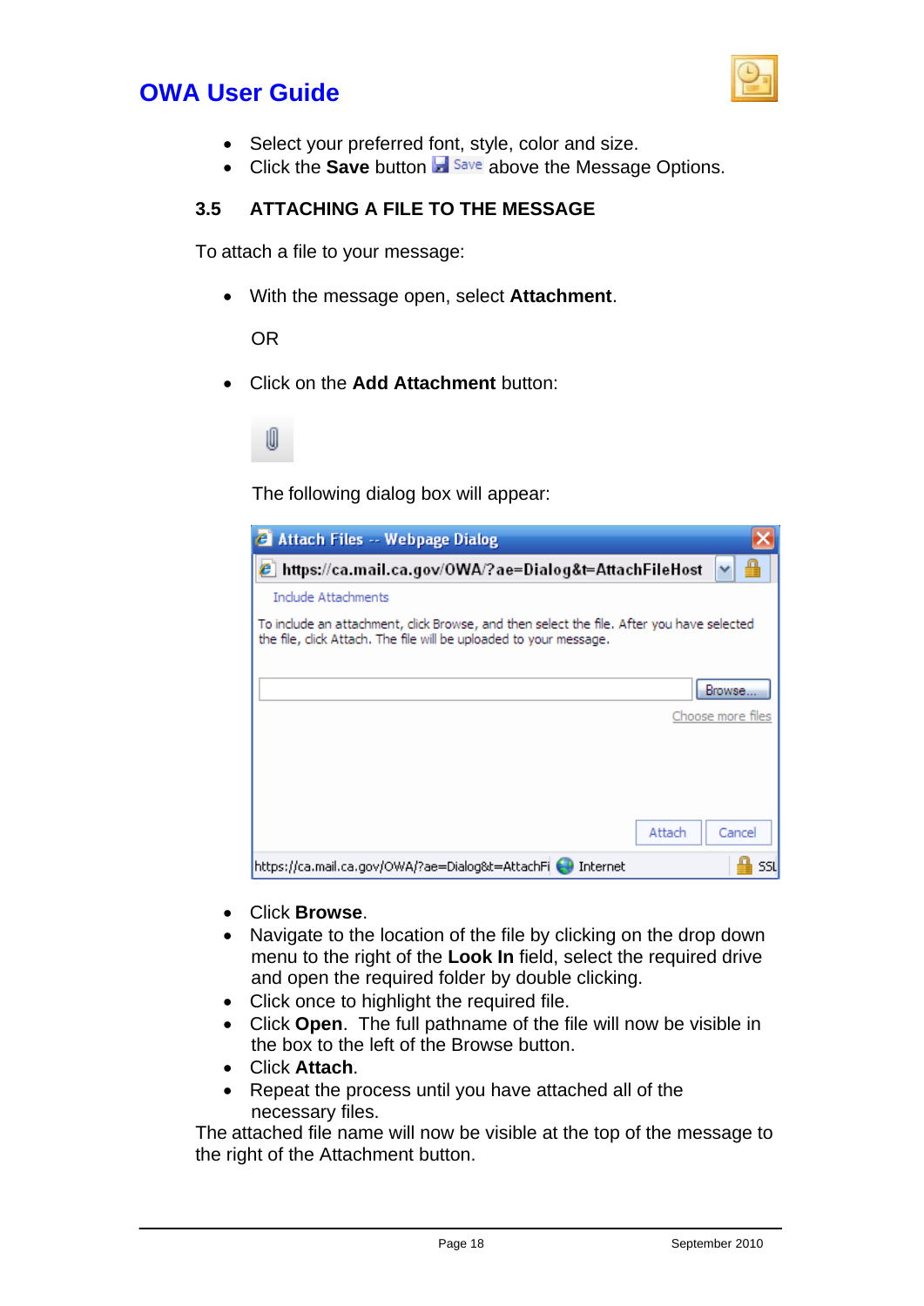- Select your preferred font, style, color and size.
- Click the **Save** button Save above the Message Options.

### 3.5 ATTACHING A FILE TO THE MESSAGE

To attach a file to your message:

- With the message open, select **Attachment**.

  OR

- Click on the **Add Attachment** button:

  The following dialog box will appear:

- Click **Browse**.
- Navigate to the location of the file by clicking on the drop down menu to the right of the **Look In** field, select the required drive and open the required folder by double clicking.
- Click once to highlight the required file.
- Click **Open**. The full pathname of the file will now be visible in the box to the left of the Browse button.
- Click **Attach**.
- Repeat the process until you have attached all of the necessary files.

The attached file name will now be visible at the top of the message to the right of the Attachment button.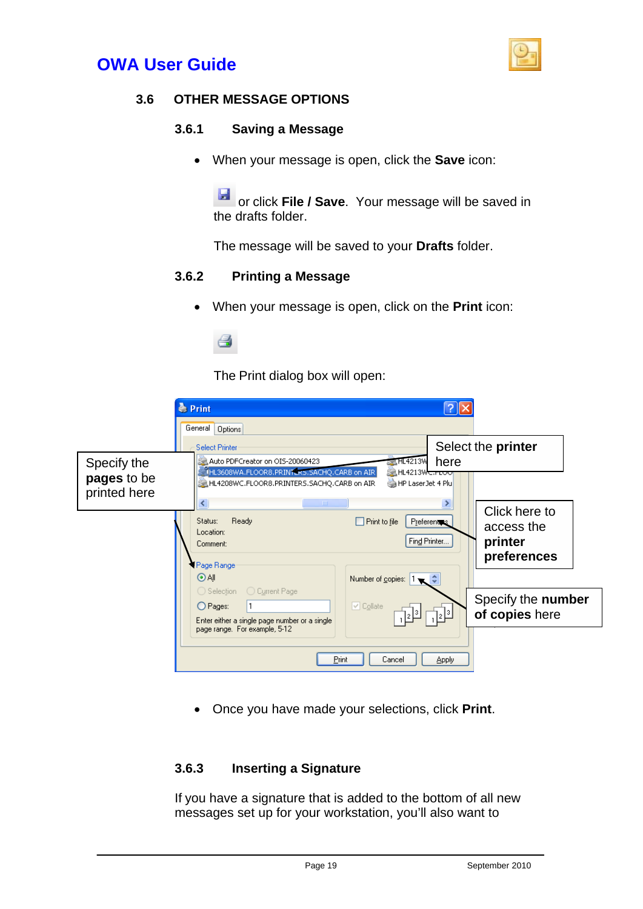## 3.6 OTHER MESSAGE OPTIONS

### 3.6.1 Saving a Message

- When your message is open, click the **Save** icon:

  or click **File / Save**. Your message will be saved in the drafts folder.

  The message will be saved to your **Drafts** folder.

### 3.6.2 Printing a Message

- When your message is open, click on the **Print** icon:

  The Print dialog box will open:

Specify the **pages** to be printed here

Select the **printer** here

Click here to access the **printer preferences**

Specify the **number of copies** here

- Once you have made your selections, click **Print**.

### 3.6.3 Inserting a Signature

If you have a signature that is added to the bottom of all new messages set up for your workstation, you'll also want to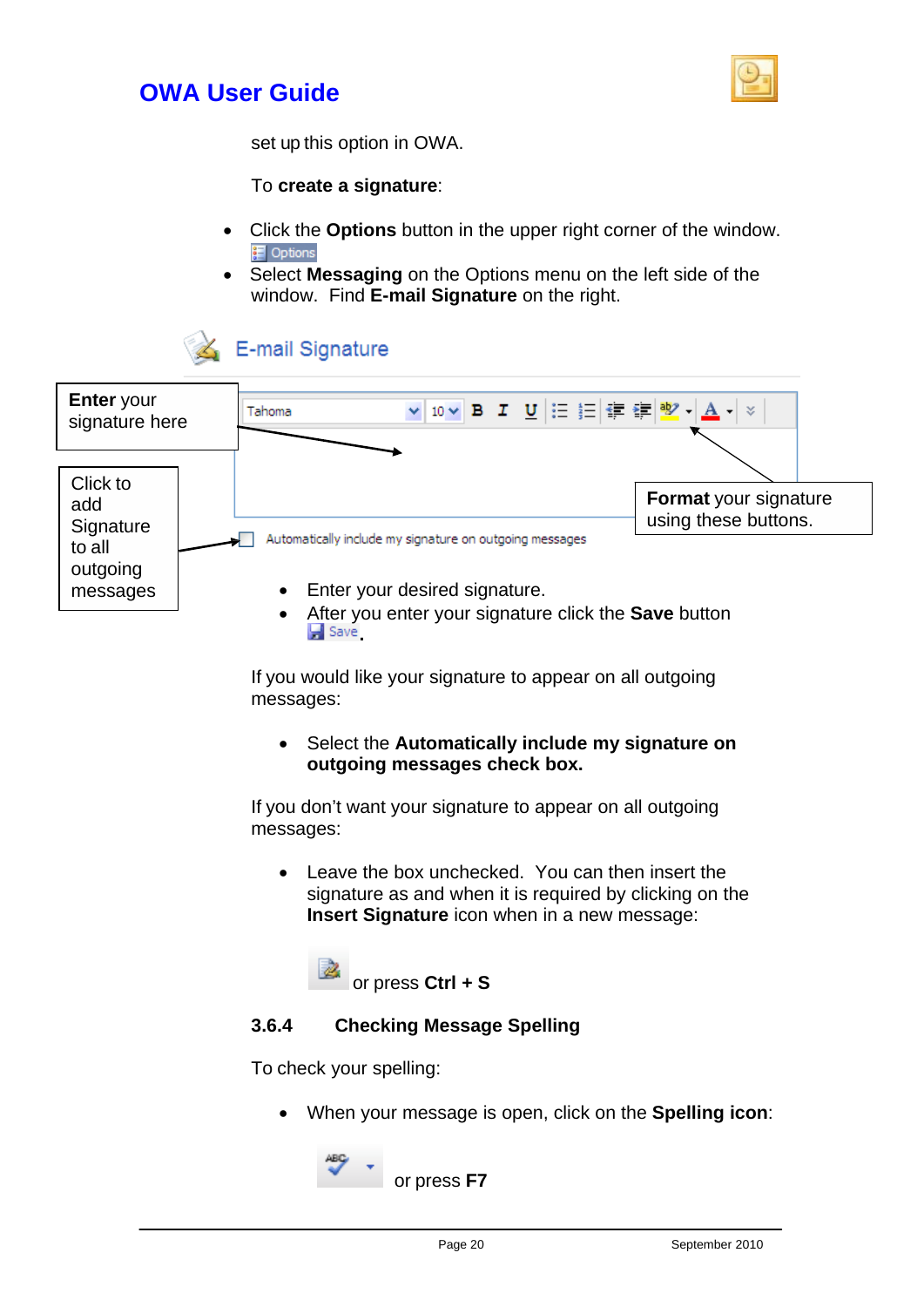set up this option in OWA.

To **create a signature**:

- Click the **Options** button in the upper right corner of the window. Options
- Select **Messaging** on the Options menu on the left side of the window. Find **E-mail Signature** on the right.

E-mail Signature

**Enter** your signature here

Click to add Signature to all outgoing messages

**Format** your signature using these buttons.

Automatically include my signature on outgoing messages

- Enter your desired signature.
- After you enter your signature click the **Save** button Save.

If you would like your signature to appear on all outgoing messages:

- Select the **Automatically include my signature on outgoing messages check box.**

If you don't want your signature to appear on all outgoing messages:

- Leave the box unchecked. You can then insert the signature as and when it is required by clicking on the **Insert Signature** icon when in a new message:

or press **Ctrl + S**

### 3.6.4 Checking Message Spelling

To check your spelling:

- When your message is open, click on the **Spelling icon**:

or press **F7**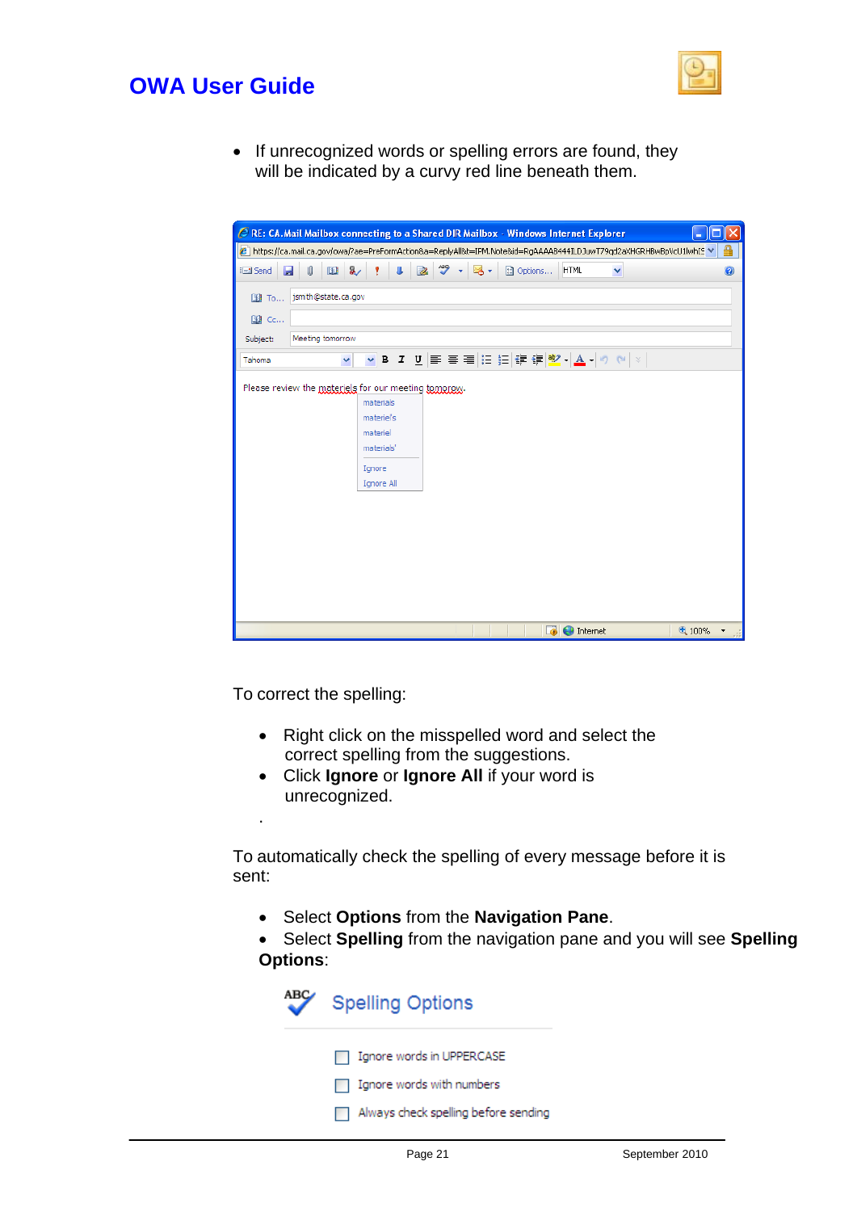- If unrecognized words or spelling errors are found, they will be indicated by a curvy red line beneath them.

To correct the spelling:

- Right click on the misspelled word and select the correct spelling from the suggestions.
- Click **Ignore** or **Ignore All** if your word is unrecognized.

.

To automatically check the spelling of every message before it is sent:

- Select **Options** from the **Navigation Pane**.
- Select **Spelling** from the navigation pane and you will see **Spelling Options**: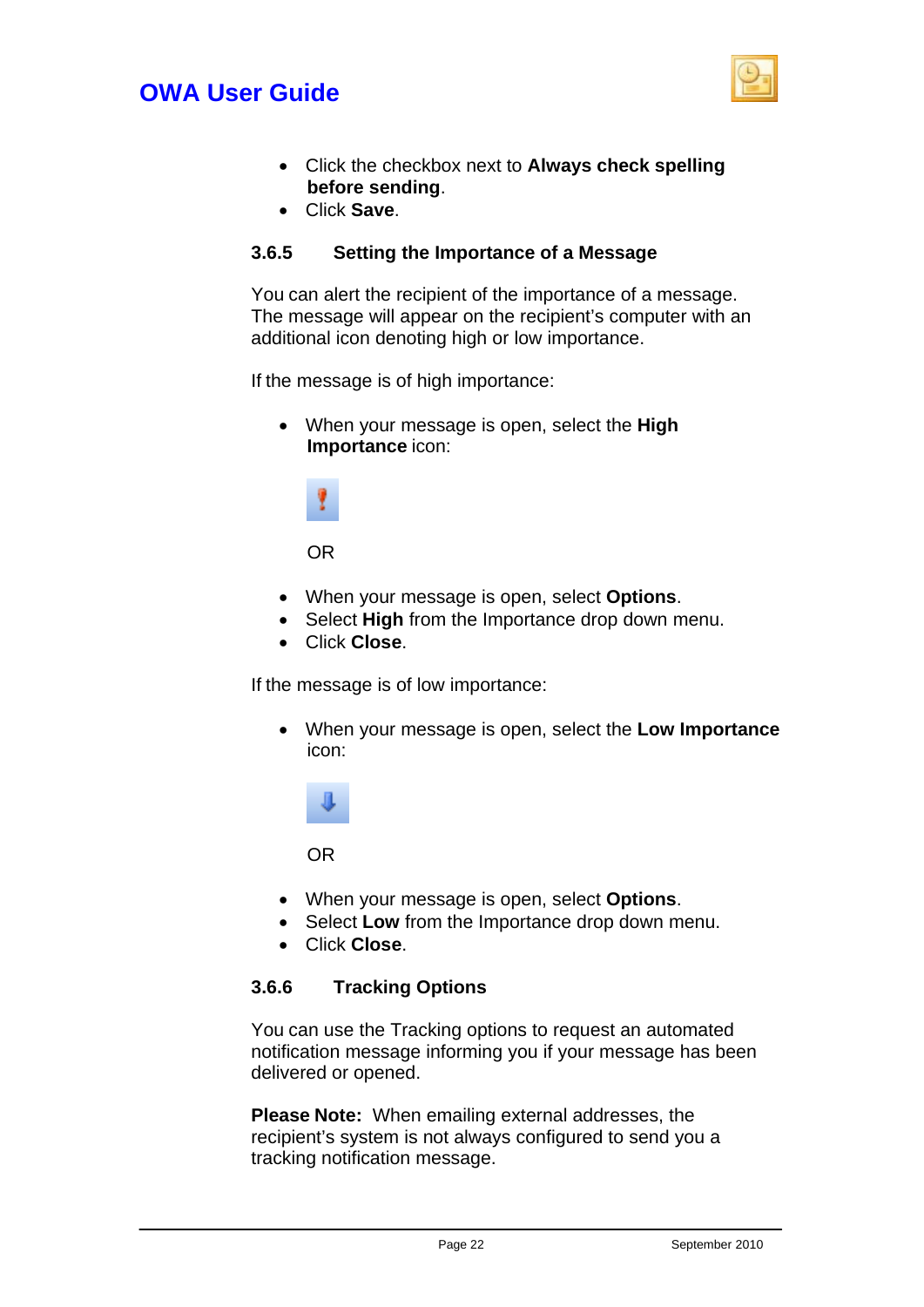- Click the checkbox next to **Always check spelling before sending**.
- Click **Save**.

### 3.6.5 Setting the Importance of a Message

You can alert the recipient of the importance of a message. The message will appear on the recipient's computer with an additional icon denoting high or low importance.

If the message is of high importance:

- When your message is open, select the **High Importance** icon:

  OR

- When your message is open, select **Options**.
- Select **High** from the Importance drop down menu.
- Click **Close**.

If the message is of low importance:

- When your message is open, select the **Low Importance** icon:

  OR

- When your message is open, select **Options**.
- Select **Low** from the Importance drop down menu.
- Click **Close**.

### 3.6.6 Tracking Options

You can use the Tracking options to request an automated notification message informing you if your message has been delivered or opened.

**Please Note:** When emailing external addresses, the recipient's system is not always configured to send you a tracking notification message.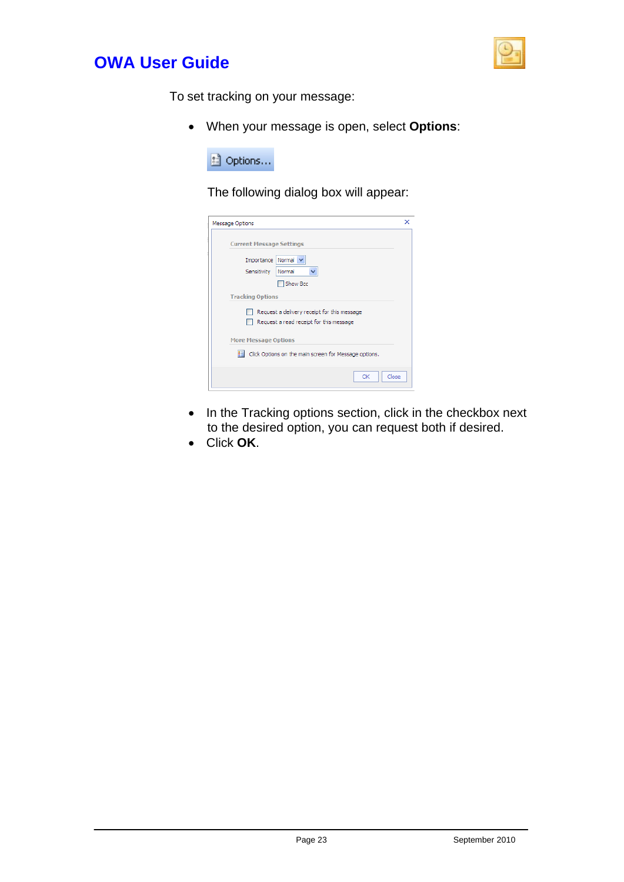To set tracking on your message:

- When your message is open, select **Options**:

The following dialog box will appear:

- In the Tracking options section, click in the checkbox next to the desired option, you can request both if desired.
- Click **OK**.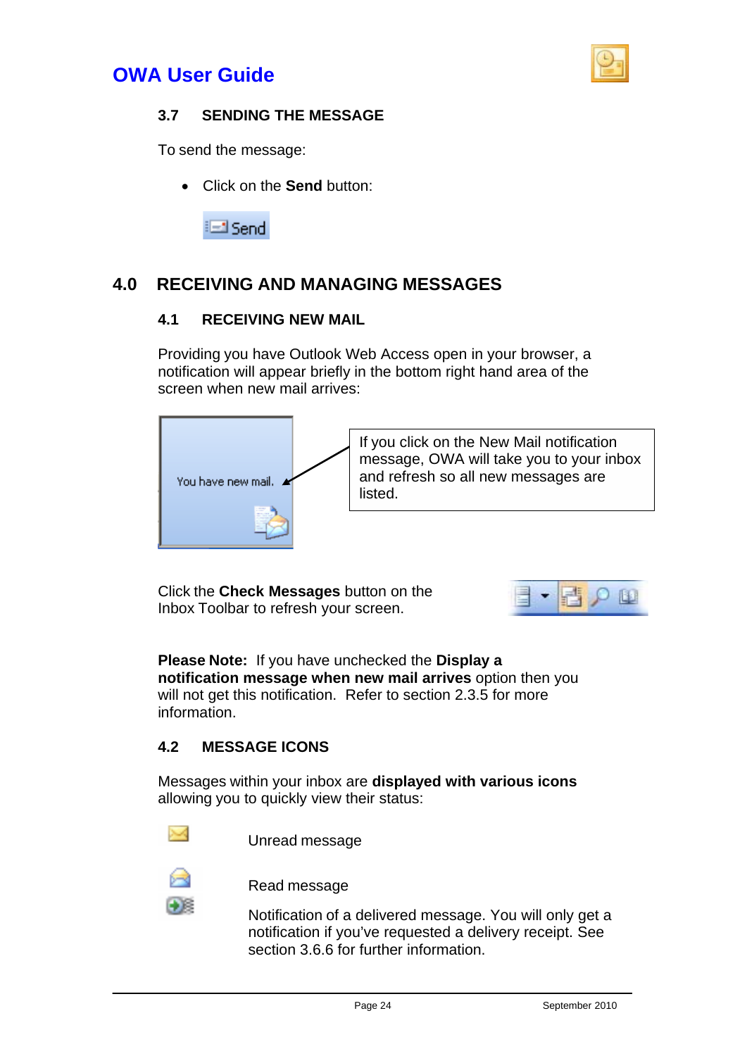## 3.7 SENDING THE MESSAGE

To send the message:

- Click on the **Send** button:

Send

# 4.0 RECEIVING AND MANAGING MESSAGES

## 4.1 RECEIVING NEW MAIL

Providing you have Outlook Web Access open in your browser, a notification will appear briefly in the bottom right hand area of the screen when new mail arrives:

You have new mail.

If you click on the New Mail notification message, OWA will take you to your inbox and refresh so all new messages are listed.

Click the **Check Messages** button on the Inbox Toolbar to refresh your screen.

**Please Note:** If you have unchecked the **Display a notification message when new mail arrives** option then you will not get this notification. Refer to section 2.3.5 for more information.

## 4.2 MESSAGE ICONS

Messages within your inbox are **displayed with various icons** allowing you to quickly view their status:

Unread message

Read message

Notification of a delivered message. You will only get a notification if you've requested a delivery receipt. See section 3.6.6 for further information.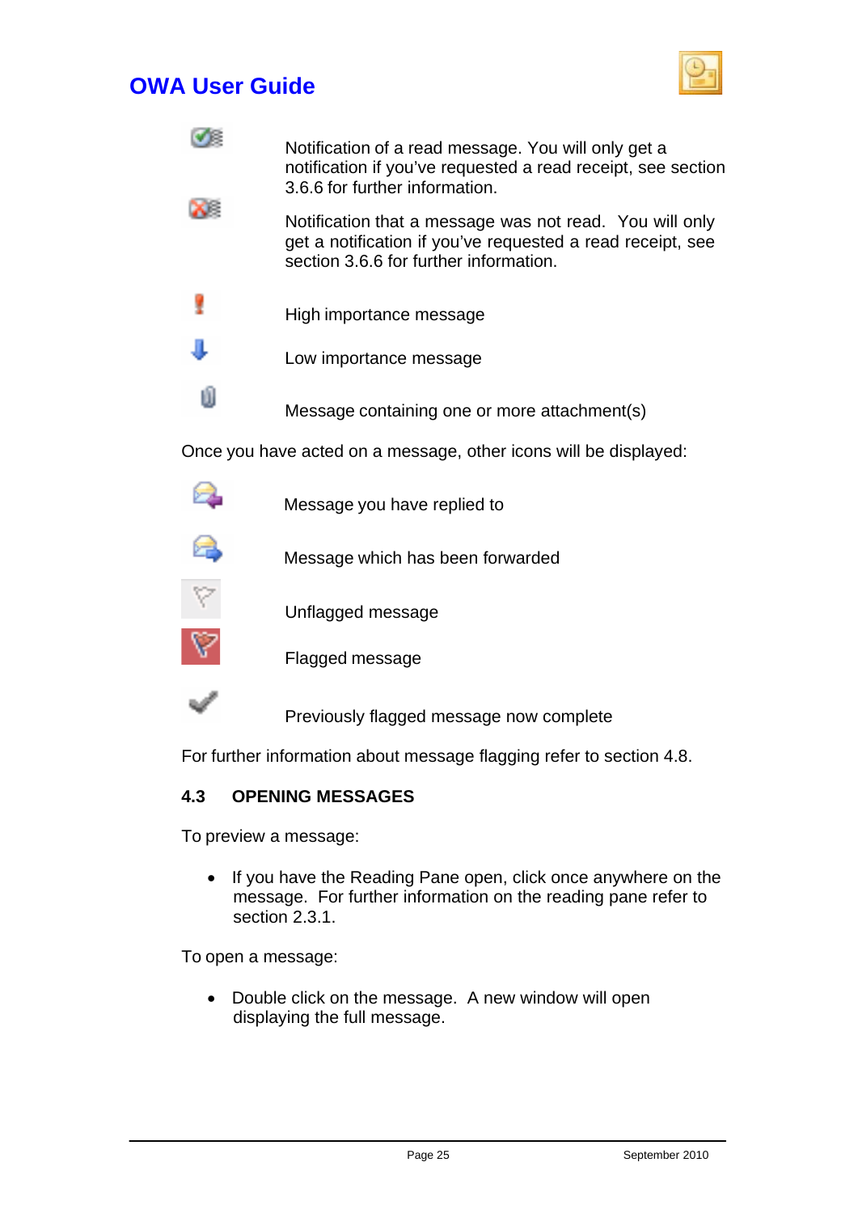Notification of a read message. You will only get a notification if you've requested a read receipt, see section 3.6.6 for further information.

Notification that a message was not read. You will only get a notification if you've requested a read receipt, see section 3.6.6 for further information.

High importance message

Low importance message

Message containing one or more attachment(s)

Once you have acted on a message, other icons will be displayed:

Message you have replied to

Message which has been forwarded

Unflagged message

Flagged message

Previously flagged message now complete

For further information about message flagging refer to section 4.8.

### 4.3 OPENING MESSAGES

To preview a message:

- If you have the Reading Pane open, click once anywhere on the message. For further information on the reading pane refer to section 2.3.1.

To open a message:

- Double click on the message. A new window will open displaying the full message.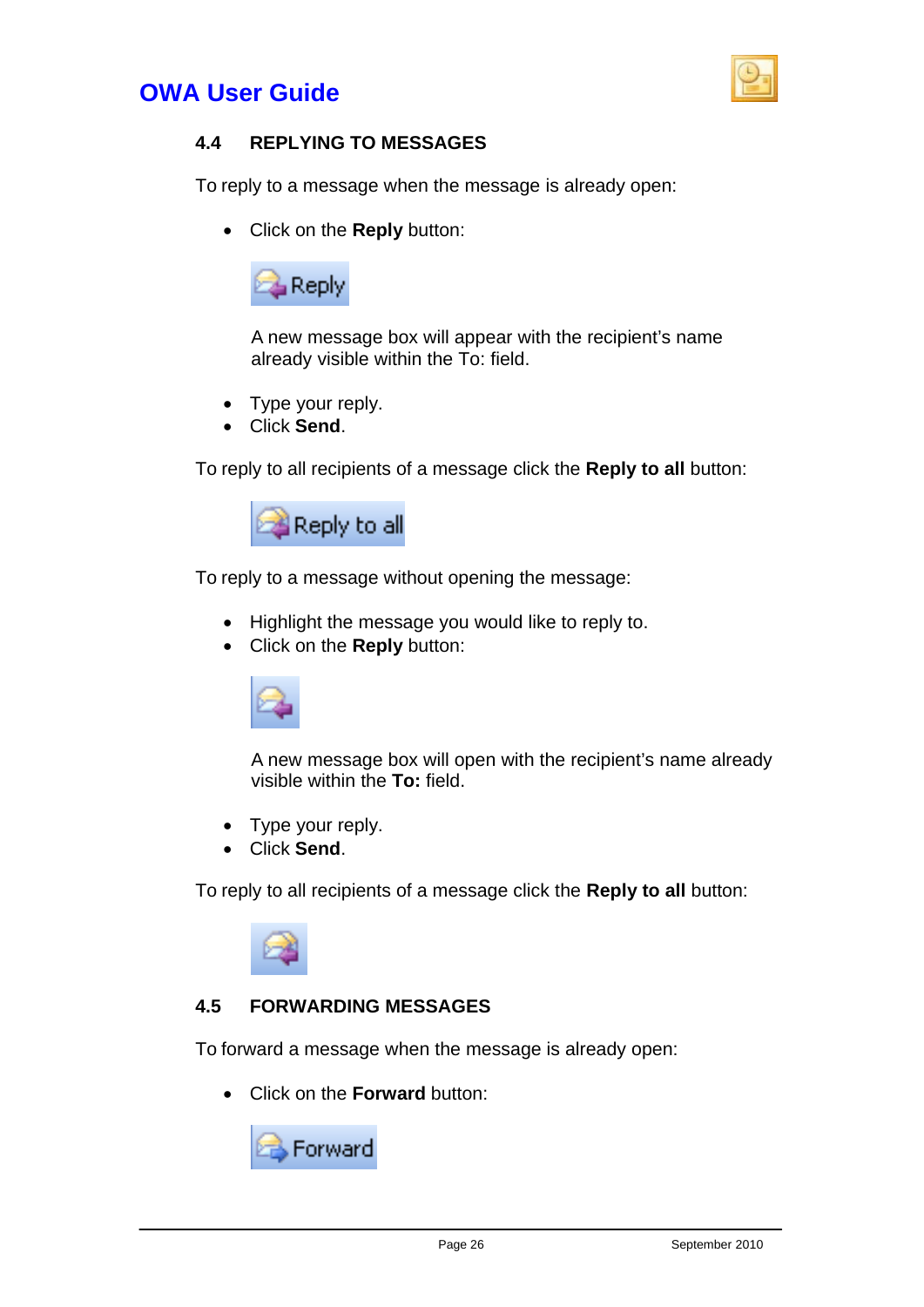### 4.4 REPLYING TO MESSAGES

To reply to a message when the message is already open:

- Click on the **Reply** button:

  A new message box will appear with the recipient's name already visible within the To: field.

- Type your reply.
- Click **Send**.

To reply to all recipients of a message click the **Reply to all** button:

To reply to a message without opening the message:

- Highlight the message you would like to reply to.
- Click on the **Reply** button:

  A new message box will open with the recipient's name already visible within the **To:** field.

- Type your reply.
- Click **Send**.

To reply to all recipients of a message click the **Reply to all** button:

### 4.5 FORWARDING MESSAGES

To forward a message when the message is already open:

- Click on the **Forward** button: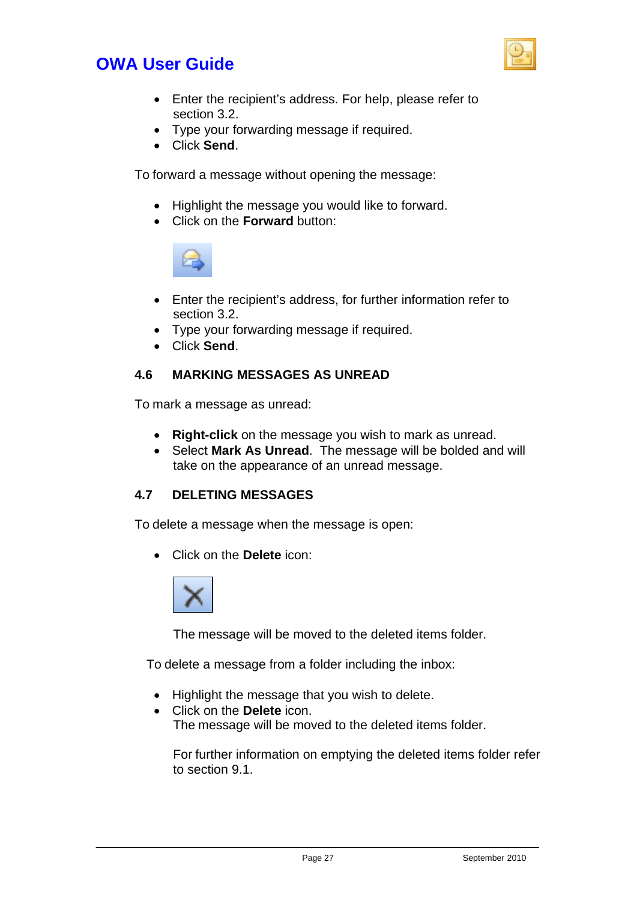- Enter the recipient's address. For help, please refer to section 3.2.
- Type your forwarding message if required.
- Click **Send**.

To forward a message without opening the message:

- Highlight the message you would like to forward.
- Click on the **Forward** button:

- Enter the recipient's address, for further information refer to section 3.2.
- Type your forwarding message if required.
- Click **Send**.

### 4.6 MARKING MESSAGES AS UNREAD

To mark a message as unread:

- **Right-click** on the message you wish to mark as unread.
- Select **Mark As Unread**. The message will be bolded and will take on the appearance of an unread message.

### 4.7 DELETING MESSAGES

To delete a message when the message is open:

- Click on the **Delete** icon:

  The message will be moved to the deleted items folder.

To delete a message from a folder including the inbox:

- Highlight the message that you wish to delete.
- Click on the **Delete** icon.
  The message will be moved to the deleted items folder.

  For further information on emptying the deleted items folder refer to section 9.1.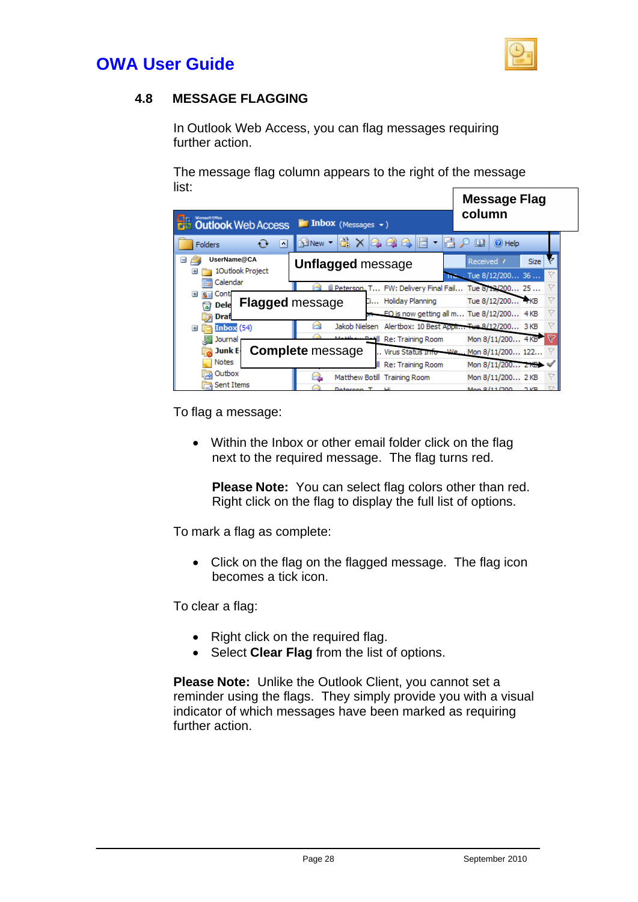## 4.8 MESSAGE FLAGGING

In Outlook Web Access, you can flag messages requiring further action.

The message flag column appears to the right of the message list:

To flag a message:

- Within the Inbox or other email folder click on the flag next to the required message. The flag turns red.

  **Please Note:** You can select flag colors other than red. Right click on the flag to display the full list of options.

To mark a flag as complete:

- Click on the flag on the flagged message. The flag icon becomes a tick icon.

To clear a flag:

- Right click on the required flag.
- Select **Clear Flag** from the list of options.

**Please Note:** Unlike the Outlook Client, you cannot set a reminder using the flags. They simply provide you with a visual indicator of which messages have been marked as requiring further action.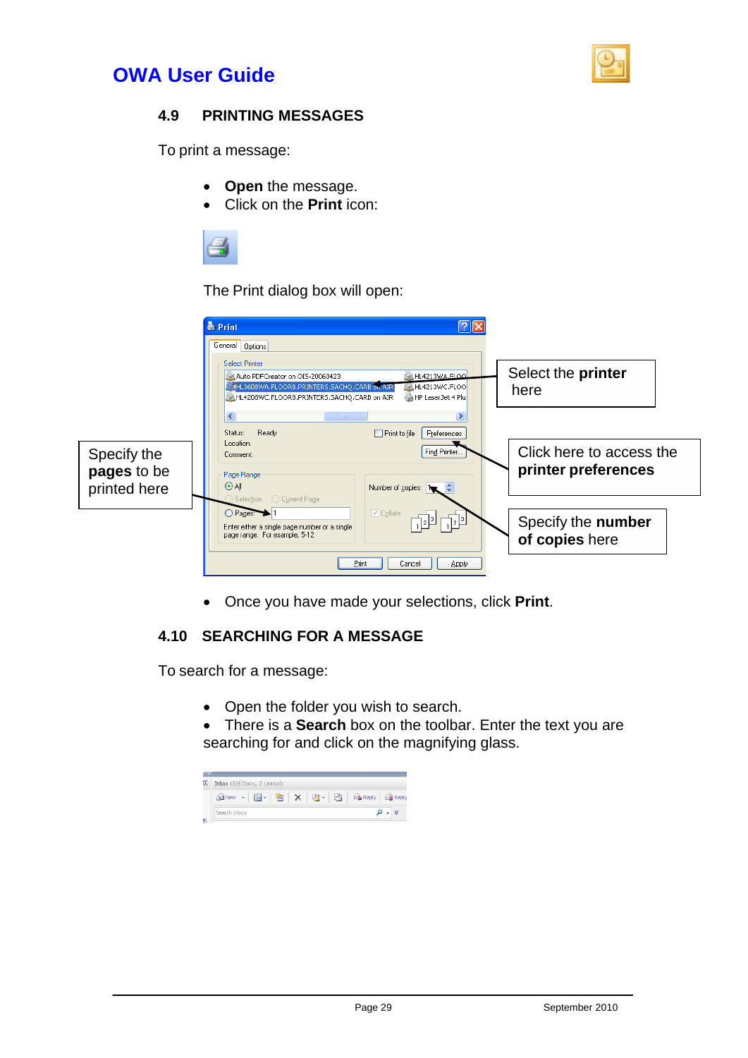## 4.9 PRINTING MESSAGES

To print a message:

- **Open** the message.
- Click on the **Print** icon:

The Print dialog box will open:

Select the **printer** here

Click here to access the **printer preferences**

Specify the **number of copies** here

Specify the **pages** to be printed here

- Once you have made your selections, click **Print**.

## 4.10 SEARCHING FOR A MESSAGE

To search for a message:

- Open the folder you wish to search.
- There is a **Search** box on the toolbar. Enter the text you are searching for and click on the magnifying glass.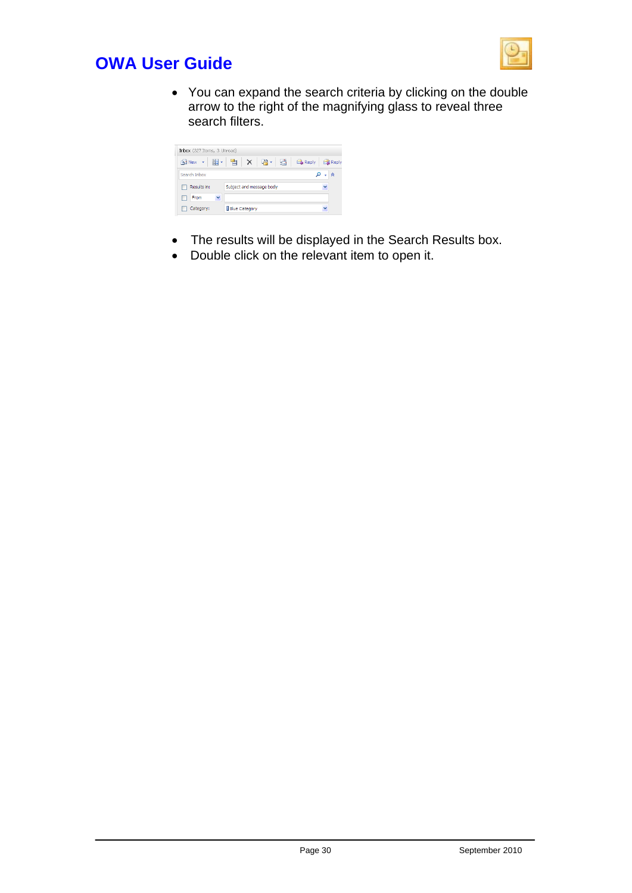- You can expand the search criteria by clicking on the double arrow to the right of the magnifying glass to reveal three search filters.

- The results will be displayed in the Search Results box.
- Double click on the relevant item to open it.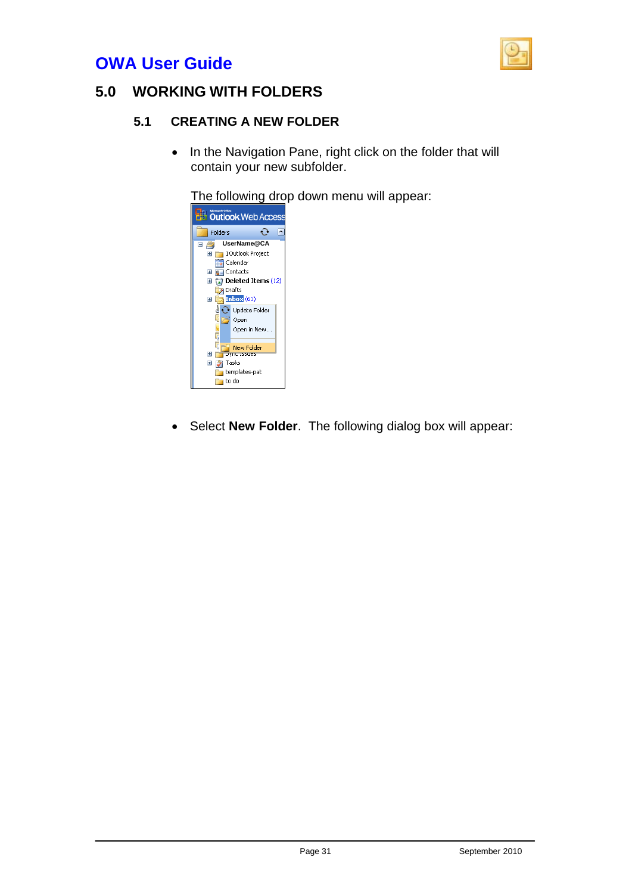# 5.0 WORKING WITH FOLDERS

## 5.1 CREATING A NEW FOLDER

- In the Navigation Pane, right click on the folder that will contain your new subfolder.

  The following drop down menu will appear:

- Select **New Folder**. The following dialog box will appear: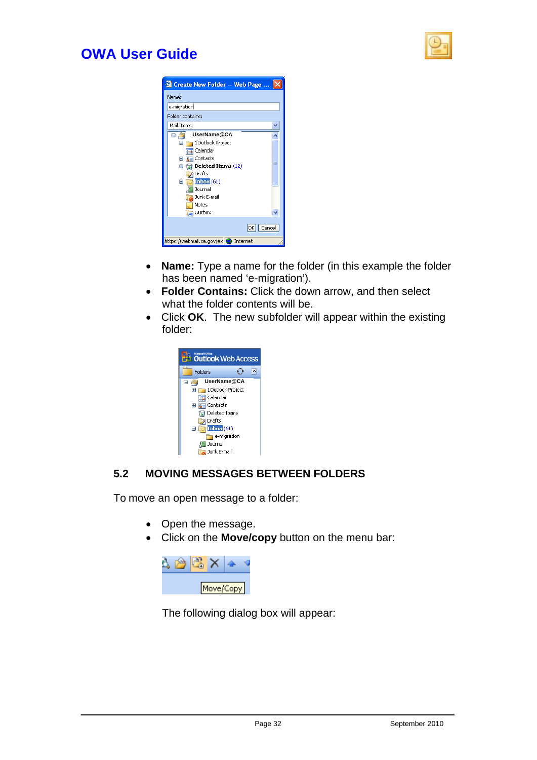- **Name:** Type a name for the folder (in this example the folder has been named ‘e-migration’).
- **Folder Contains:** Click the down arrow, and then select what the folder contents will be.
- Click **OK**. The new subfolder will appear within the existing folder:

## 5.2 MOVING MESSAGES BETWEEN FOLDERS

To move an open message to a folder:

- Open the message.
- Click on the **Move/copy** button on the menu bar:

The following dialog box will appear: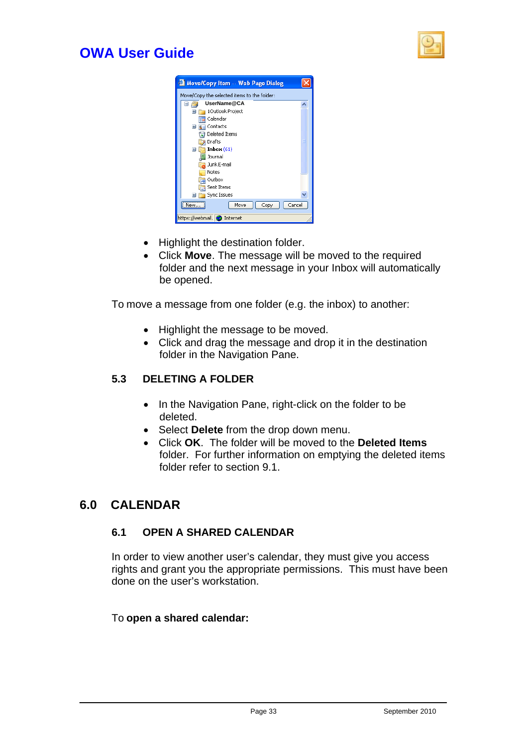- Highlight the destination folder.
- Click **Move**. The message will be moved to the required folder and the next message in your Inbox will automatically be opened.

To move a message from one folder (e.g. the inbox) to another:

- Highlight the message to be moved.
- Click and drag the message and drop it in the destination folder in the Navigation Pane.

### 5.3 DELETING A FOLDER

- In the Navigation Pane, right-click on the folder to be deleted.
- Select **Delete** from the drop down menu.
- Click **OK**. The folder will be moved to the **Deleted Items** folder. For further information on emptying the deleted items folder refer to section 9.1.

## 6.0 CALENDAR

### 6.1 OPEN A SHARED CALENDAR

In order to view another user's calendar, they must give you access rights and grant you the appropriate permissions. This must have been done on the user's workstation.

To **open a shared calendar:**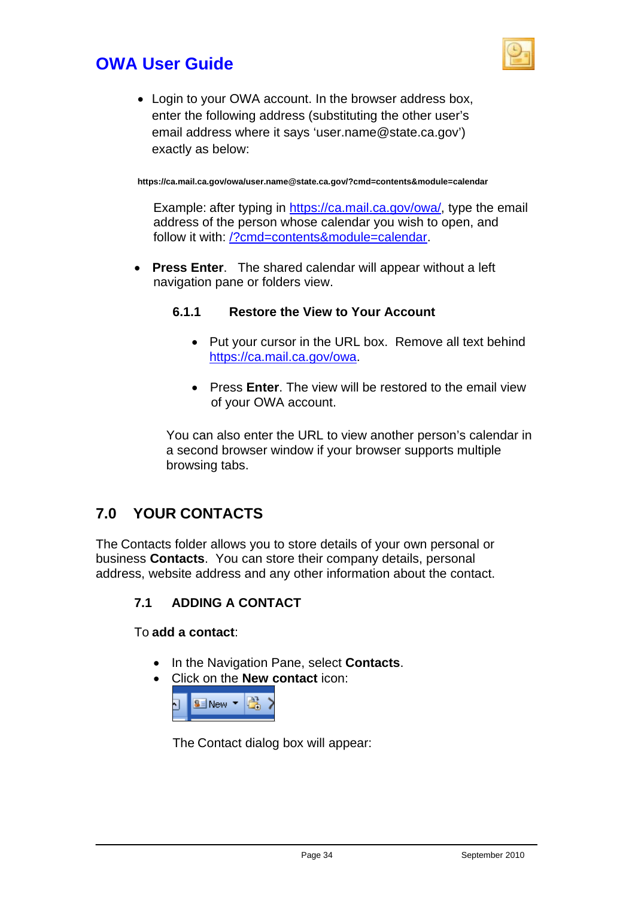- Login to your OWA account. In the browser address box, enter the following address (substituting the other user's email address where it says 'user.name@state.ca.gov') exactly as below:

**https://ca.mail.ca.gov/owa/user.name@state.ca.gov/?cmd=contents&module=calendar**

Example: after typing in https://ca.mail.ca.gov/owa/, type the email address of the person whose calendar you wish to open, and follow it with: /?cmd=contents&module=calendar.

- **Press Enter**. The shared calendar will appear without a left navigation pane or folders view.

#### 6.1.1 Restore the View to Your Account

- Put your cursor in the URL box. Remove all text behind https://ca.mail.ca.gov/owa.
- Press **Enter**. The view will be restored to the email view of your OWA account.

You can also enter the URL to view another person's calendar in a second browser window if your browser supports multiple browsing tabs.

## 7.0 YOUR CONTACTS

The Contacts folder allows you to store details of your own personal or business **Contacts**. You can store their company details, personal address, website address and any other information about the contact.

### 7.1 ADDING A CONTACT

To **add a contact**:

- In the Navigation Pane, select **Contacts**.
- Click on the **New contact** icon:

The Contact dialog box will appear: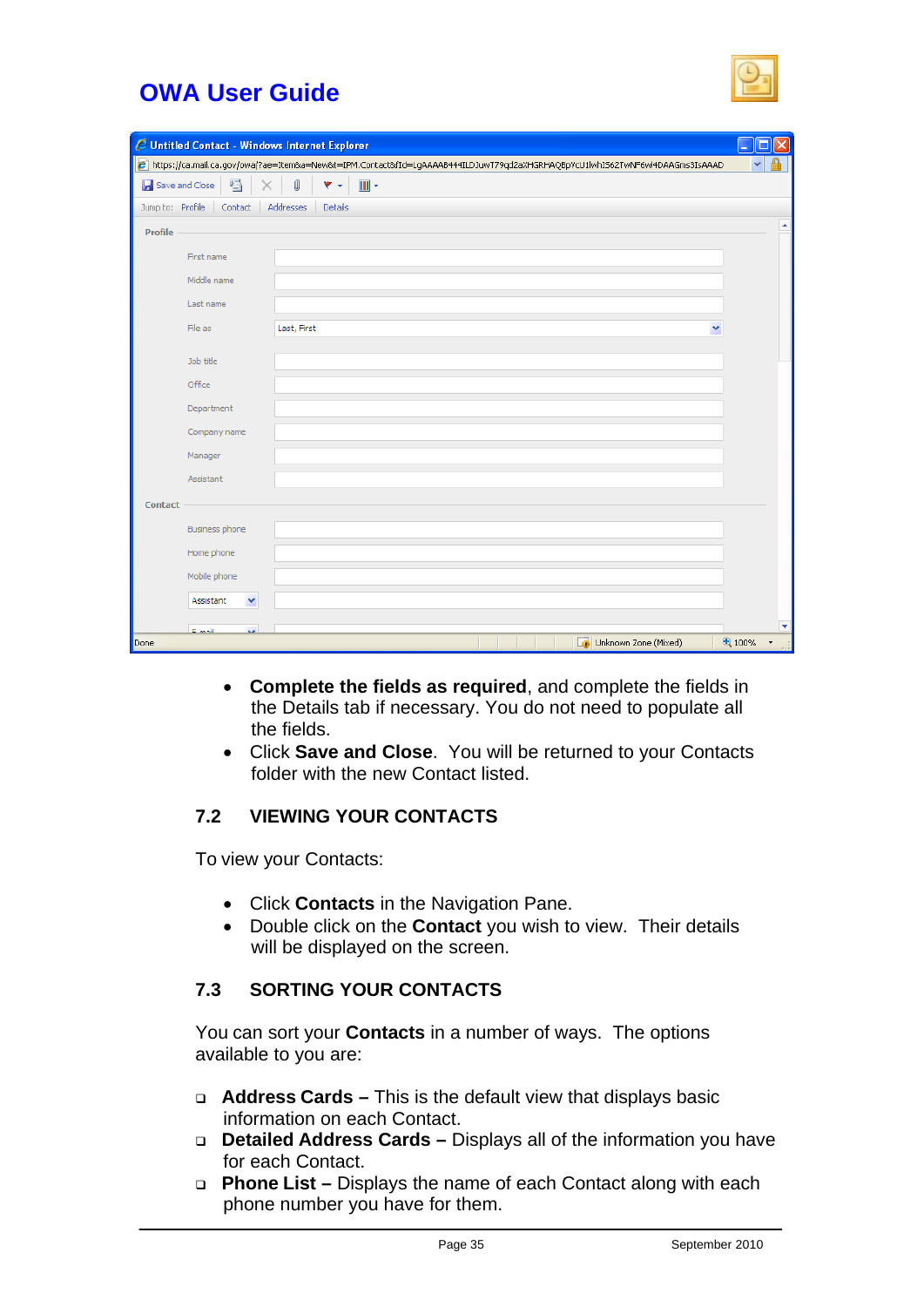- **Complete the fields as required**, and complete the fields in the Details tab if necessary. You do not need to populate all the fields.
- Click **Save and Close**. You will be returned to your Contacts folder with the new Contact listed.

## 7.2 VIEWING YOUR CONTACTS

To view your Contacts:

- Click **Contacts** in the Navigation Pane.
- Double click on the **Contact** you wish to view. Their details will be displayed on the screen.

## 7.3 SORTING YOUR CONTACTS

You can sort your **Contacts** in a number of ways. The options available to you are:

- **Address Cards –** This is the default view that displays basic information on each Contact.
- **Detailed Address Cards –** Displays all of the information you have for each Contact.
- **Phone List –** Displays the name of each Contact along with each phone number you have for them.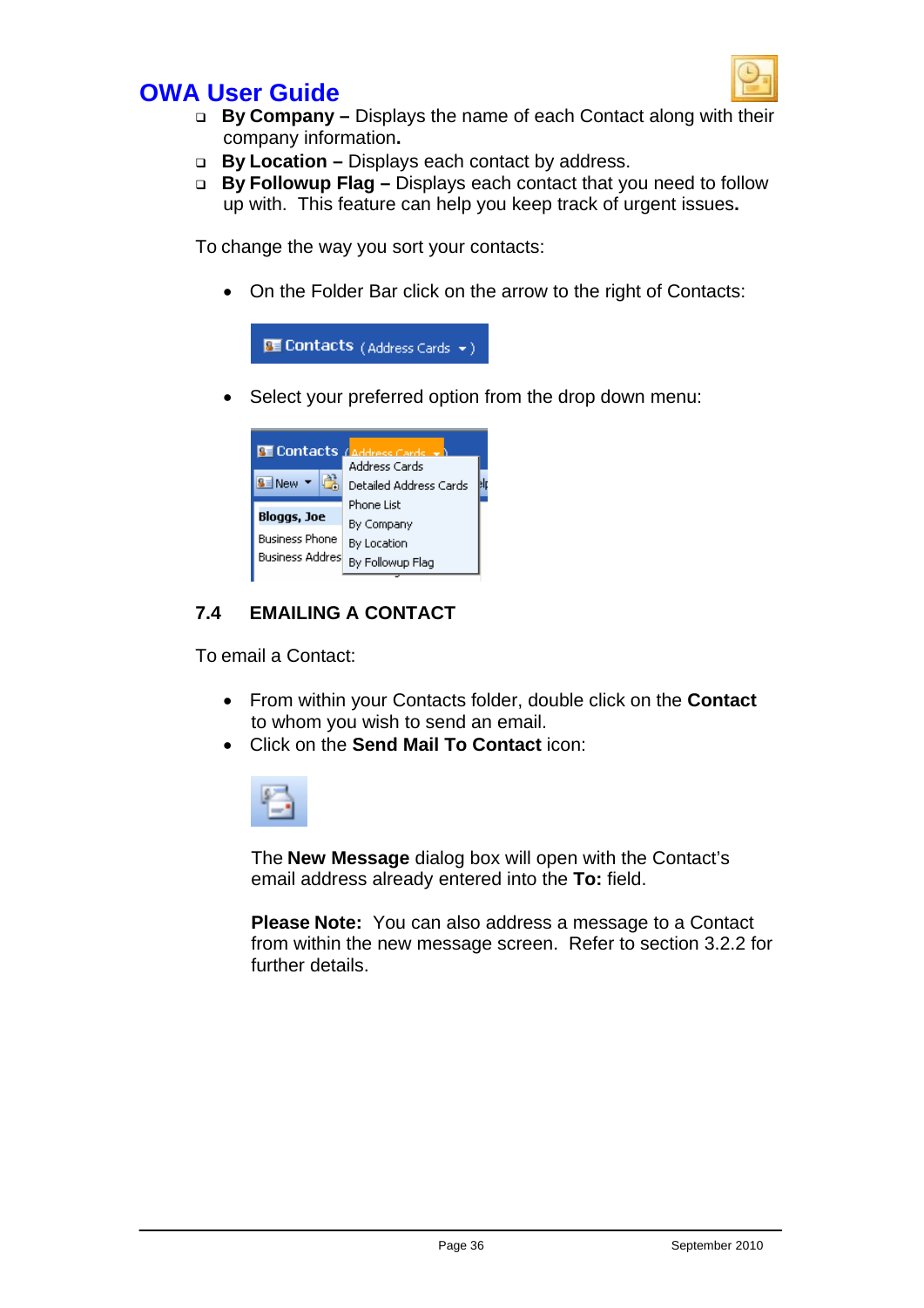- **By Company –** Displays the name of each Contact along with their company information**.**
- **By Location –** Displays each contact by address.
- **By Followup Flag –** Displays each contact that you need to follow up with. This feature can help you keep track of urgent issues**.**

To change the way you sort your contacts:

- On the Folder Bar click on the arrow to the right of Contacts:
- Select your preferred option from the drop down menu:

## 7.4 EMAILING A CONTACT

To email a Contact:

- From within your Contacts folder, double click on the **Contact** to whom you wish to send an email.
- Click on the **Send Mail To Contact** icon:

The **New Message** dialog box will open with the Contact's email address already entered into the **To:** field.

**Please Note:** You can also address a message to a Contact from within the new message screen. Refer to section 3.2.2 for further details.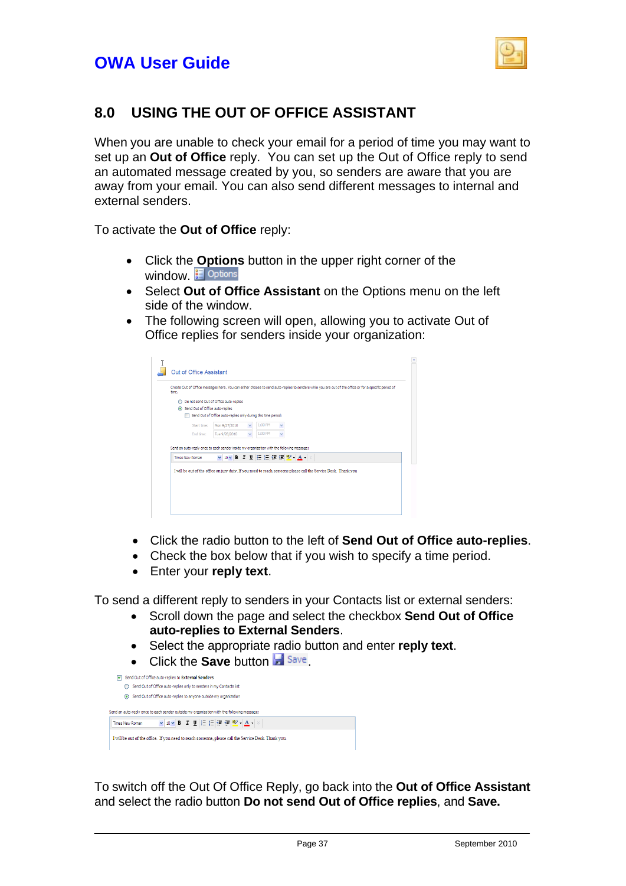## 8.0 USING THE OUT OF OFFICE ASSISTANT

When you are unable to check your email for a period of time you may want to set up an **Out of Office** reply. You can set up the Out of Office reply to send an automated message created by you, so senders are aware that you are away from your email. You can also send different messages to internal and external senders.

To activate the **Out of Office** reply:

- Click the **Options** button in the upper right corner of the window. Options
- Select **Out of Office Assistant** on the Options menu on the left side of the window.
- The following screen will open, allowing you to activate Out of Office replies for senders inside your organization:

- Click the radio button to the left of **Send Out of Office auto-replies**.
- Check the box below that if you wish to specify a time period.
- Enter your **reply text**.

To send a different reply to senders in your Contacts list or external senders:

- Scroll down the page and select the checkbox **Send Out of Office auto-replies to External Senders**.
- Select the appropriate radio button and enter **reply text**.
- Click the **Save** button Save.

To switch off the Out Of Office Reply, go back into the **Out of Office Assistant** and select the radio button **Do not send Out of Office replies**, and **Save.**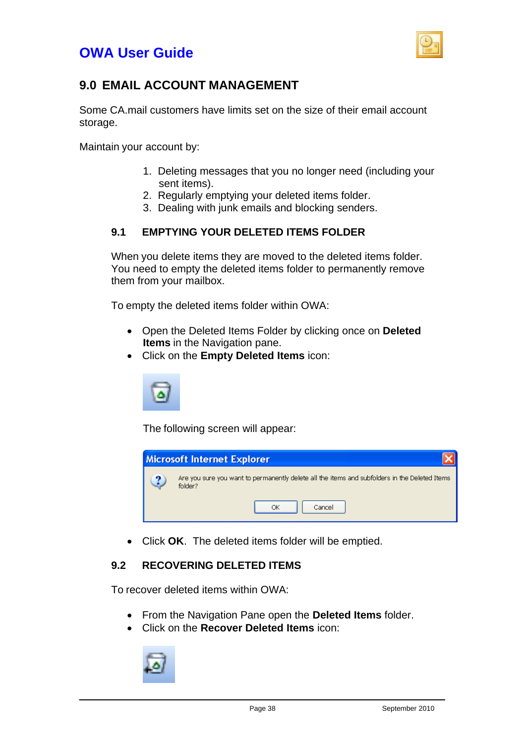# OWA User Guide

## 9.0 EMAIL ACCOUNT MANAGEMENT

Some CA.mail customers have limits set on the size of their email account storage.

Maintain your account by:

1. Deleting messages that you no longer need (including your sent items).
2. Regularly emptying your deleted items folder.
3. Dealing with junk emails and blocking senders.

### 9.1 EMPTYING YOUR DELETED ITEMS FOLDER

When you delete items they are moved to the deleted items folder. You need to empty the deleted items folder to permanently remove them from your mailbox.

To empty the deleted items folder within OWA:

- Open the Deleted Items Folder by clicking once on **Deleted Items** in the Navigation pane.
- Click on the **Empty Deleted Items** icon:

The following screen will appear:

**Microsoft Internet Explorer**

Are you sure you want to permanently delete all the items and subfolders in the Deleted Items folder?

OK | Cancel

- Click **OK**. The deleted items folder will be emptied.

### 9.2 RECOVERING DELETED ITEMS

To recover deleted items within OWA:

- From the Navigation Pane open the **Deleted Items** folder.
- Click on the **Recover Deleted Items** icon: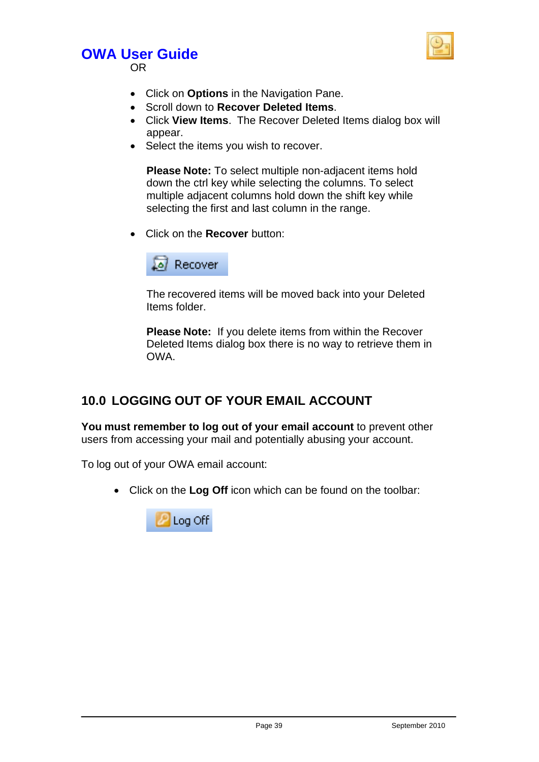OR

- Click on **Options** in the Navigation Pane.
- Scroll down to **Recover Deleted Items**.
- Click **View Items**. The Recover Deleted Items dialog box will appear.
- Select the items you wish to recover.

  **Please Note:** To select multiple non-adjacent items hold down the ctrl key while selecting the columns. To select multiple adjacent columns hold down the shift key while selecting the first and last column in the range.

- Click on the **Recover** button:

  The recovered items will be moved back into your Deleted Items folder.

  **Please Note:** If you delete items from within the Recover Deleted Items dialog box there is no way to retrieve them in OWA.

## 10.0 LOGGING OUT OF YOUR EMAIL ACCOUNT

**You must remember to log out of your email account** to prevent other users from accessing your mail and potentially abusing your account.

To log out of your OWA email account:

- Click on the **Log Off** icon which can be found on the toolbar: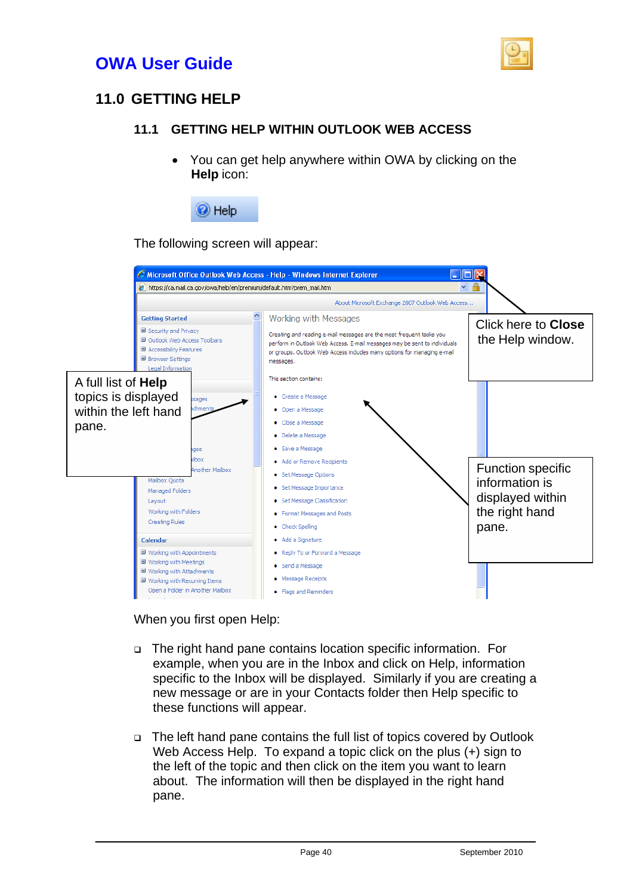# OWA User Guide

## 11.0 GETTING HELP

### 11.1 GETTING HELP WITHIN OUTLOOK WEB ACCESS

- You can get help anywhere within OWA by clicking on the **Help** icon:

The following screen will appear:

A full list of **Help** topics is displayed within the left hand pane.

Click here to **Close** the Help window.

Function specific information is displayed within the right hand pane.

When you first open Help:

- The right hand pane contains location specific information. For example, when you are in the Inbox and click on Help, information specific to the Inbox will be displayed. Similarly if you are creating a new message or are in your Contacts folder then Help specific to these functions will appear.

- The left hand pane contains the full list of topics covered by Outlook Web Access Help. To expand a topic click on the plus (+) sign to the left of the topic and then click on the item you want to learn about. The information will then be displayed in the right hand pane.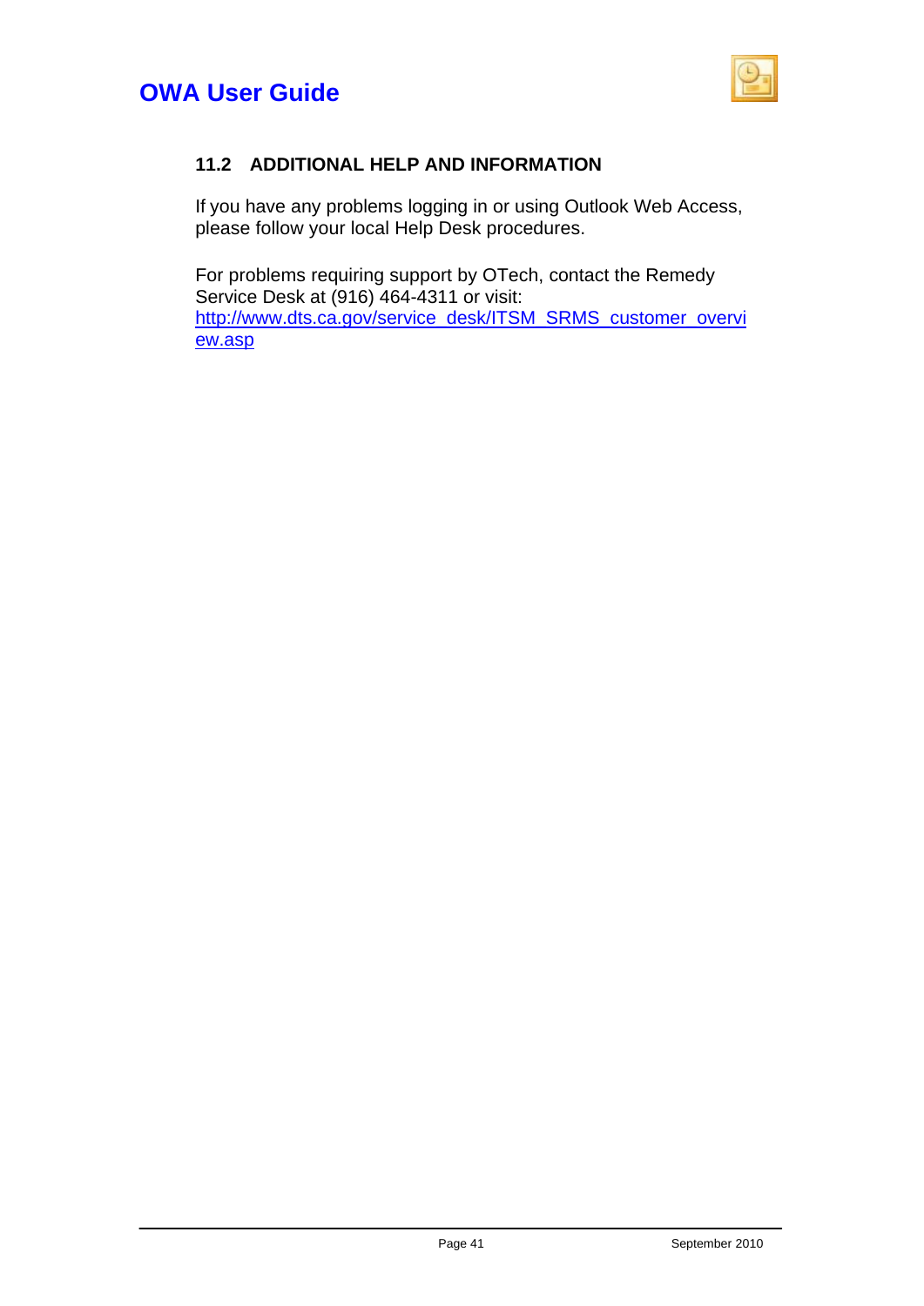### 11.2 ADDITIONAL HELP AND INFORMATION

If you have any problems logging in or using Outlook Web Access, please follow your local Help Desk procedures.

For problems requiring support by OTech, contact the Remedy Service Desk at (916) 464-4311 or visit: http://www.dts.ca.gov/service_desk/ITSM_SRMS_customer_overview.asp